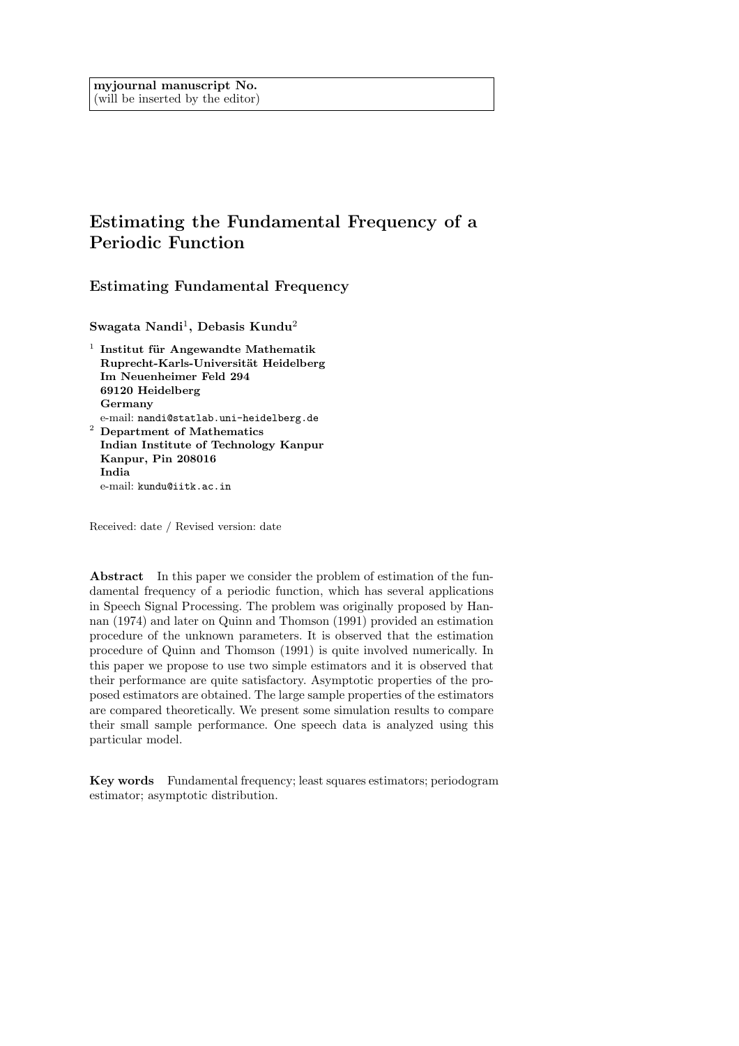**myjournal manuscript No.**
(will be inserted by the editor)

# Estimating the Fundamental Frequency of a Periodic Function

## Estimating Fundamental Frequency

**Swagata Nandi[1], Debasis Kundu[2]**

[1] **Institut für Angewandte Mathematik**
**Ruprecht-Karls-Universität Heidelberg**
**Im Neuenheimer Feld 294**
**69120 Heidelberg**
**Germany**
e-mail: nandi@statlab.uni-heidelberg.de

[2] **Department of Mathematics**
**Indian Institute of Technology Kanpur**
**Kanpur, Pin 208016**
**India**
e-mail: kundu@iitk.ac.in

Received: date / Revised version: date

**Abstract** In this paper we consider the problem of estimation of the fundamental frequency of a periodic function, which has several applications in Speech Signal Processing. The problem was originally proposed by Hannan (1974) and later on Quinn and Thomson (1991) provided an estimation procedure of the unknown parameters. It is observed that the estimation procedure of Quinn and Thomson (1991) is quite involved numerically. In this paper we propose to use two simple estimators and it is observed that their performance are quite satisfactory. Asymptotic properties of the proposed estimators are obtained. The large sample properties of the estimators are compared theoretically. We present some simulation results to compare their small sample performance. One speech data is analyzed using this particular model.

**Key words** Fundamental frequency; least squares estimators; periodogram estimator; asymptotic distribution.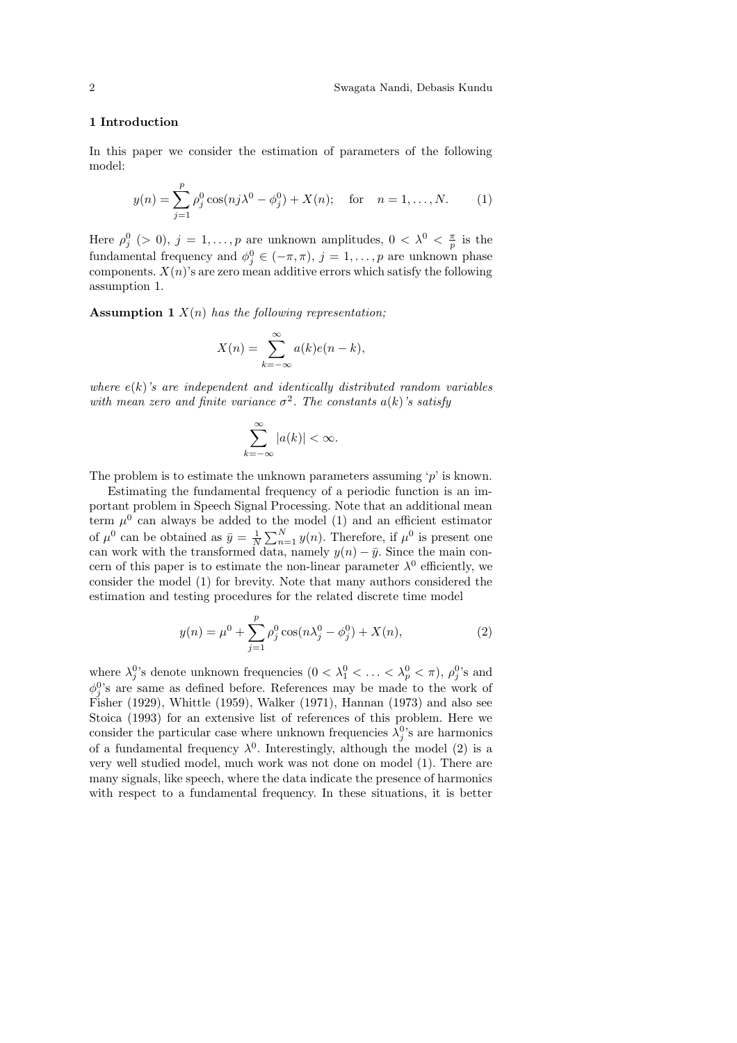## 1 Introduction

In this paper we consider the estimation of parameters of the following model:

$$y(n) = \sum_{j=1}^{p} \rho_j^0 \cos(nj\lambda^0 - \phi_j^0) + X(n); \quad \text{for} \quad n = 1, \ldots, N. \tag{1}$$

Here $\rho_j^0$ ($> 0$), $j = 1, \ldots, p$ are unknown amplitudes, $0 < \lambda^0 < \frac{\pi}{p}$ is the fundamental frequency and $\phi_j^0 \in (-\pi, \pi)$, $j = 1, \ldots, p$ are unknown phase components. $X(n)$'s are zero mean additive errors which satisfy the following assumption 1.

**Assumption 1** *$X(n)$ has the following representation;*

$$X(n) = \sum_{k=-\infty}^{\infty} a(k)e(n-k),$$

*where $e(k)$'s are independent and identically distributed random variables with mean zero and finite variance $\sigma^2$. The constants $a(k)$'s satisfy*

$$\sum_{k=-\infty}^{\infty} |a(k)| < \infty.$$

The problem is to estimate the unknown parameters assuming '$p$' is known.

Estimating the fundamental frequency of a periodic function is an important problem in Speech Signal Processing. Note that an additional mean term $\mu^0$ can always be added to the model (1) and an efficient estimator of $\mu^0$ can be obtained as $\bar{y} = \frac{1}{N}\sum_{n=1}^{N} y(n)$. Therefore, if $\mu^0$ is present one can work with the transformed data, namely $y(n) - \bar{y}$. Since the main concern of this paper is to estimate the non-linear parameter $\lambda^0$ efficiently, we consider the model (1) for brevity. Note that many authors considered the estimation and testing procedures for the related discrete time model

$$y(n) = \mu^0 + \sum_{j=1}^{p} \rho_j^0 \cos(n\lambda_j^0 - \phi_j^0) + X(n), \tag{2}$$

where $\lambda_j^0$'s denote unknown frequencies ($0 < \lambda_1^0 < \ldots < \lambda_p^0 < \pi$), $\rho_j^0$'s and $\phi_j^0$'s are same as defined before. References may be made to the work of Fisher (1929), Whittle (1959), Walker (1971), Hannan (1973) and also see Stoica (1993) for an extensive list of references of this problem. Here we consider the particular case where unknown frequencies $\lambda_j^0$'s are harmonics of a fundamental frequency $\lambda^0$. Interestingly, although the model (2) is a very well studied model, much work was not done on model (1). There are many signals, like speech, where the data indicate the presence of harmonics with respect to a fundamental frequency. In these situations, it is better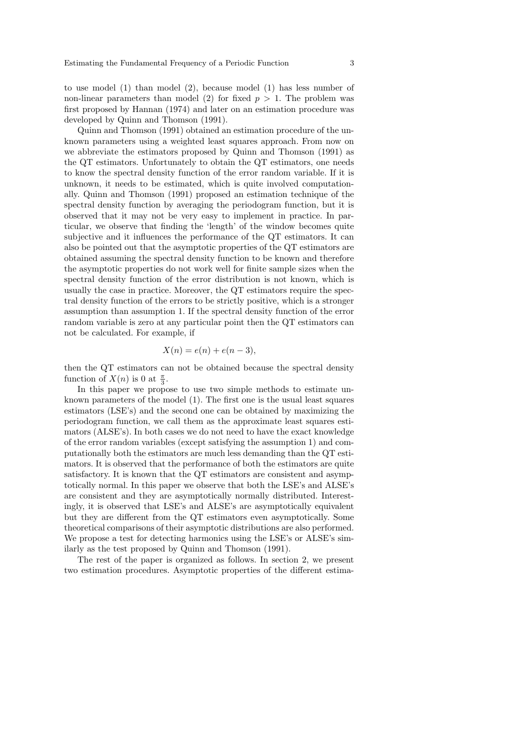to use model (1) than model (2), because model (1) has less number of non-linear parameters than model (2) for fixed $p > 1$. The problem was first proposed by Hannan (1974) and later on an estimation procedure was developed by Quinn and Thomson (1991).

Quinn and Thomson (1991) obtained an estimation procedure of the unknown parameters using a weighted least squares approach. From now on we abbreviate the estimators proposed by Quinn and Thomson (1991) as the QT estimators. Unfortunately to obtain the QT estimators, one needs to know the spectral density function of the error random variable. If it is unknown, it needs to be estimated, which is quite involved computationally. Quinn and Thomson (1991) proposed an estimation technique of the spectral density function by averaging the periodogram function, but it is observed that it may not be very easy to implement in practice. In particular, we observe that finding the 'length' of the window becomes quite subjective and it influences the performance of the QT estimators. It can also be pointed out that the asymptotic properties of the QT estimators are obtained assuming the spectral density function to be known and therefore the asymptotic properties do not work well for finite sample sizes when the spectral density function of the error distribution is not known, which is usually the case in practice. Moreover, the QT estimators require the spectral density function of the errors to be strictly positive, which is a stronger assumption than assumption 1. If the spectral density function of the error random variable is zero at any particular point then the QT estimators can not be calculated. For example, if

$$X(n) = e(n) + e(n-3),$$

then the QT estimators can not be obtained because the spectral density function of $X(n)$ is 0 at $\frac{\pi}{3}$.

In this paper we propose to use two simple methods to estimate unknown parameters of the model (1). The first one is the usual least squares estimators (LSE's) and the second one can be obtained by maximizing the periodogram function, we call them as the approximate least squares estimators (ALSE's). In both cases we do not need to have the exact knowledge of the error random variables (except satisfying the assumption 1) and computationally both the estimators are much less demanding than the QT estimators. It is observed that the performance of both the estimators are quite satisfactory. It is known that the QT estimators are consistent and asymptotically normal. In this paper we observe that both the LSE's and ALSE's are consistent and they are asymptotically normally distributed. Interestingly, it is observed that LSE's and ALSE's are asymptotically equivalent but they are different from the QT estimators even asymptotically. Some theoretical comparisons of their asymptotic distributions are also performed. We propose a test for detecting harmonics using the LSE's or ALSE's similarly as the test proposed by Quinn and Thomson (1991).

The rest of the paper is organized as follows. In section 2, we present two estimation procedures. Asymptotic properties of the different estima-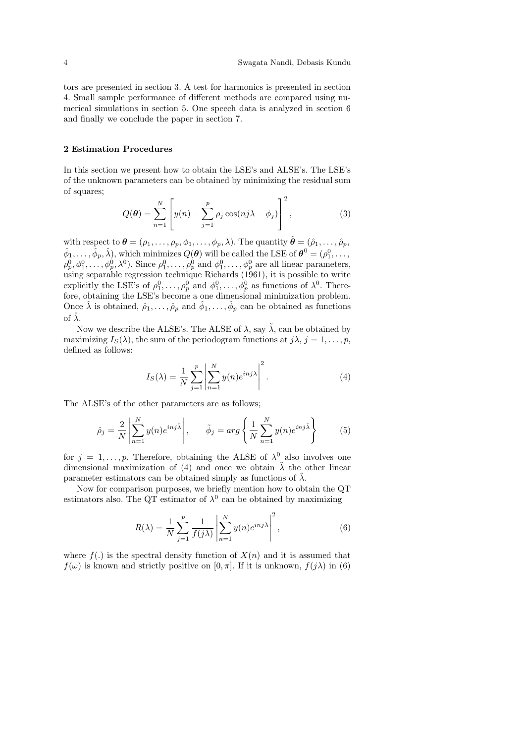tors are presented in section 3. A test for harmonics is presented in section 4. Small sample performance of different methods are compared using numerical simulations in section 5. One speech data is analyzed in section 6 and finally we conclude the paper in section 7.

## 2 Estimation Procedures

In this section we present how to obtain the LSE's and ALSE's. The LSE's of the unknown parameters can be obtained by minimizing the residual sum of squares;

$$Q(\boldsymbol{\theta}) = \sum_{n=1}^{N} \left[ y(n) - \sum_{j=1}^{p} \rho_j \cos(nj\lambda - \phi_j) \right]^2, \tag{3}$$

with respect to $\boldsymbol{\theta} = (\rho_1, \ldots, \rho_p, \phi_1, \ldots, \phi_p, \lambda)$. The quantity $\hat{\boldsymbol{\theta}} = (\hat{\rho}_1, \ldots, \hat{\rho}_p, \hat{\phi}_1, \ldots, \hat{\phi}_p, \hat{\lambda})$, which minimizes $Q(\boldsymbol{\theta})$ will be called the LSE of $\boldsymbol{\theta}^0 = (\rho_1^0, \ldots, \rho_p^0, \phi_1^0, \ldots, \phi_p^0, \lambda^0)$. Since $\rho_1^0, \ldots, \rho_p^0$ and $\phi_1^0, \ldots, \phi_p^0$ are all linear parameters, using separable regression technique Richards (1961), it is possible to write explicitly the LSE's of $\rho_1^0, \ldots, \rho_p^0$ and $\phi_1^0, \ldots, \phi_p^0$ as functions of $\lambda^0$. Therefore, obtaining the LSE's become a one dimensional minimization problem. Once $\hat{\lambda}$ is obtained, $\hat{\rho}_1, \ldots, \hat{\rho}_p$ and $\hat{\phi}_1, \ldots, \hat{\phi}_p$ can be obtained as functions of $\hat{\lambda}$.

Now we describe the ALSE's. The ALSE of $\lambda$, say $\tilde{\lambda}$, can be obtained by maximizing $I_S(\lambda)$, the sum of the periodogram functions at $j\lambda$, $j = 1, \ldots, p$, defined as follows:

$$I_S(\lambda) = \frac{1}{N} \sum_{j=1}^{p} \left| \sum_{n=1}^{N} y(n) e^{inj\lambda} \right|^2. \tag{4}$$

The ALSE's of the other parameters are as follows;

$$\hat{\rho}_j = \frac{2}{N} \left| \sum_{n=1}^{N} y(n) e^{inj\tilde{\lambda}} \right|, \qquad \tilde{\phi}_j = arg \left\{ \frac{1}{N} \sum_{n=1}^{N} y(n) e^{inj\tilde{\lambda}} \right\} \tag{5}$$

for $j = 1, \ldots, p$. Therefore, obtaining the ALSE of $\lambda^0$ also involves one dimensional maximization of (4) and once we obtain $\tilde{\lambda}$ the other linear parameter estimators can be obtained simply as functions of $\tilde{\lambda}$.

Now for comparison purposes, we briefly mention how to obtain the QT estimators also. The QT estimator of $\lambda^0$ can be obtained by maximizing

$$R(\lambda) = \frac{1}{N} \sum_{j=1}^{p} \frac{1}{f(j\lambda)} \left| \sum_{n=1}^{N} y(n) e^{inj\lambda} \right|^2, \tag{6}$$

where $f(.)$ is the spectral density function of $X(n)$ and it is assumed that $f(\omega)$ is known and strictly positive on $[0, \pi]$. If it is unknown, $f(j\lambda)$ in (6)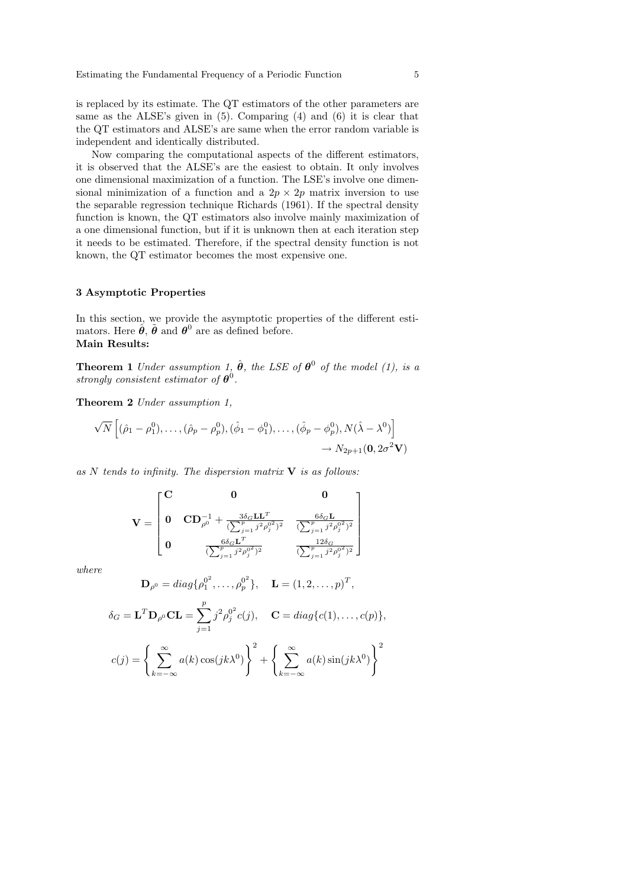is replaced by its estimate. The QT estimators of the other parameters are same as the ALSE's given in (5). Comparing (4) and (6) it is clear that the QT estimators and ALSE's are same when the error random variable is independent and identically distributed.

Now comparing the computational aspects of the different estimators, it is observed that the ALSE's are the easiest to obtain. It only involves one dimensional maximization of a function. The LSE's involve one dimensional minimization of a function and a $2p \times 2p$ matrix inversion to use the separable regression technique Richards (1961). If the spectral density function is known, the QT estimators also involve mainly maximization of a one dimensional function, but if it is unknown then at each iteration step it needs to be estimated. Therefore, if the spectral density function is not known, the QT estimator becomes the most expensive one.

## 3 Asymptotic Properties

In this section, we provide the asymptotic properties of the different estimators. Here $\hat{\boldsymbol{\theta}}$, $\tilde{\boldsymbol{\theta}}$ and $\boldsymbol{\theta}^0$ are as defined before.

**Main Results:**

**Theorem 1** *Under assumption 1, $\hat{\boldsymbol{\theta}}$, the LSE of $\boldsymbol{\theta}^0$ of the model (1), is a strongly consistent estimator of $\boldsymbol{\theta}^0$.*

**Theorem 2** *Under assumption 1,*

$$\sqrt{N}\left[(\hat{\rho}_1 - \rho_1^0), \ldots, (\hat{\rho}_p - \rho_p^0), (\hat{\phi}_1 - \phi_1^0), \ldots, (\hat{\phi}_p - \phi_p^0), N(\hat{\lambda} - \lambda^0)\right] \rightarrow N_{2p+1}(\mathbf{0}, 2\sigma^2\mathbf{V})$$

*as $N$ tends to infinity. The dispersion matrix $\mathbf{V}$ is as follows:*

$$\mathbf{V} = \begin{bmatrix} \mathbf{C} & \mathbf{0} & \mathbf{0} \\ \mathbf{0} & \mathbf{C}\mathbf{D}_{\rho^0}^{-1} + \frac{3\delta_G \mathbf{L}\mathbf{L}^T}{(\sum_{j=1}^p j^2 \rho_j^{0^2})^2} & \frac{6\delta_G \mathbf{L}}{(\sum_{j=1}^p j^2 \rho_j^{0^2})^2} \\ \mathbf{0} & \frac{6\delta_G \mathbf{L}^T}{(\sum_{j=1}^p j^2 \rho_j^{0^2})^2} & \frac{12\delta_G}{(\sum_{j=1}^p j^2 \rho_j^{0^2})^2} \end{bmatrix}$$

*where*

$$\mathbf{D}_{\rho^0} = diag\{\rho_1^{0^2}, \ldots, \rho_p^{0^2}\}, \quad \mathbf{L} = (1, 2, \ldots, p)^T,$$

$$\delta_G = \mathbf{L}^T \mathbf{D}_{\rho^0} \mathbf{C} \mathbf{L} = \sum_{j=1}^p j^2 \rho_j^{0^2} c(j), \quad \mathbf{C} = diag\{c(1), \ldots, c(p)\},$$

$$c(j) = \left\{ \sum_{k=-\infty}^{\infty} a(k) \cos(jk\lambda^0) \right\}^2 + \left\{ \sum_{k=-\infty}^{\infty} a(k) \sin(jk\lambda^0) \right\}^2$$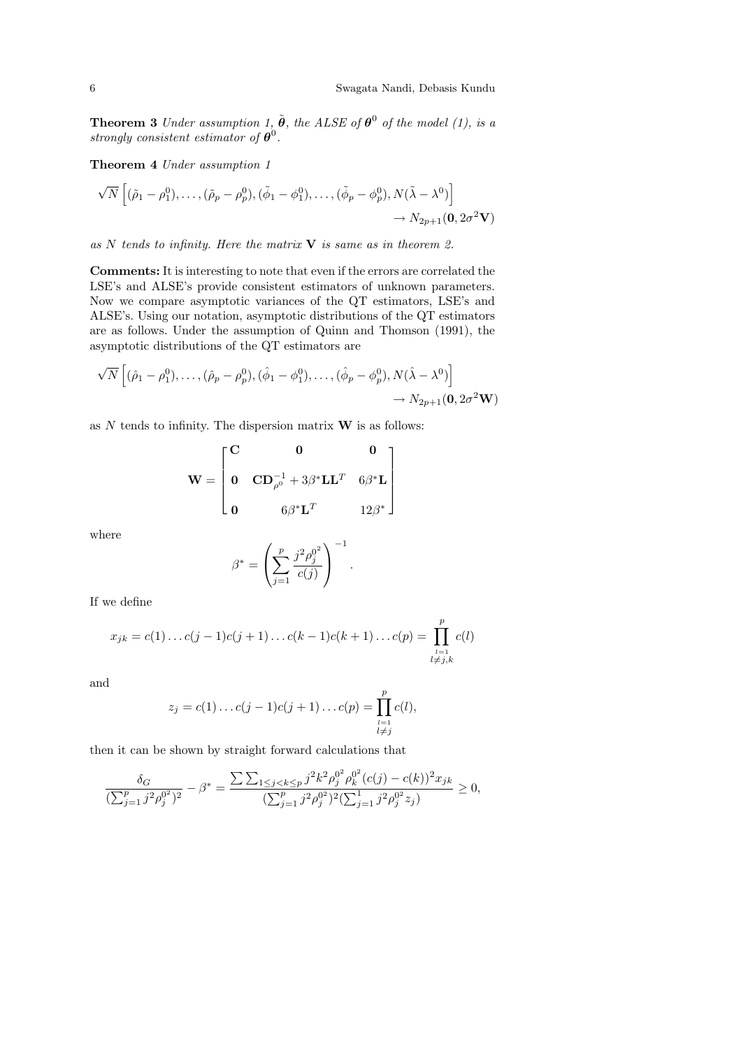**Theorem 3** *Under assumption 1, $\tilde{\boldsymbol{\theta}}$, the ALSE of $\boldsymbol{\theta}^0$ of the model (1), is a strongly consistent estimator of $\boldsymbol{\theta}^0$.*

**Theorem 4** *Under assumption 1*

$$\sqrt{N}\left[(\tilde{\rho}_1 - \rho_1^0), \ldots, (\tilde{\rho}_p - \rho_p^0), (\tilde{\phi}_1 - \phi_1^0), \ldots, (\tilde{\phi}_p - \phi_p^0), N(\tilde{\lambda} - \lambda^0)\right] \rightarrow N_{2p+1}(\mathbf{0}, 2\sigma^2\mathbf{V})$$

*as $N$ tends to infinity. Here the matrix $\mathbf{V}$ is same as in theorem 2.*

**Comments:** It is interesting to note that even if the errors are correlated the LSE's and ALSE's provide consistent estimators of unknown parameters. Now we compare asymptotic variances of the QT estimators, LSE's and ALSE's. Using our notation, asymptotic distributions of the QT estimators are as follows. Under the assumption of Quinn and Thomson (1991), the asymptotic distributions of the QT estimators are

$$\sqrt{N}\left[(\hat{\rho}_1 - \rho_1^0), \ldots, (\hat{\rho}_p - \rho_p^0), (\hat{\phi}_1 - \phi_1^0), \ldots, (\hat{\phi}_p - \phi_p^0), N(\hat{\lambda} - \lambda^0)\right] \rightarrow N_{2p+1}(\mathbf{0}, 2\sigma^2\mathbf{W})$$

as $N$ tends to infinity. The dispersion matrix $\mathbf{W}$ is as follows:

$$\mathbf{W} = \begin{bmatrix} \mathbf{C} & \mathbf{0} & \mathbf{0} \\ \mathbf{0} & \mathbf{C}\mathbf{D}_{\rho^0}^{-1} + 3\beta^*\mathbf{L}\mathbf{L}^T & 6\beta^*\mathbf{L} \\ \mathbf{0} & 6\beta^*\mathbf{L}^T & 12\beta^* \end{bmatrix}$$

where

$$\beta^* = \left(\sum_{j=1}^{p} \frac{j^2 \rho_j^{0^2}}{c(j)}\right)^{-1}.$$

If we define

$$x_{jk} = c(1)\ldots c(j-1)c(j+1)\ldots c(k-1)c(k+1)\ldots c(p) = \prod_{\substack{l=1 \\ l \neq j,k}}^{p} c(l)$$

and

$$z_j = c(1)\ldots c(j-1)c(j+1)\ldots c(p) = \prod_{\substack{l=1 \\ l \neq j}}^{p} c(l),$$

then it can be shown by straight forward calculations that

$$\frac{\delta_G}{(\sum_{j=1}^{p} j^2 \rho_j^{0^2})^2} - \beta^* = \frac{\sum\sum_{1 \leq j < k \leq p} j^2 k^2 \rho_j^{0^2} \rho_k^{0^2} (c(j) - c(k))^2 x_{jk}}{(\sum_{j=1}^{p} j^2 \rho_j^{0^2})^2 (\sum_{j=1}^{1} j^2 \rho_j^{0^2} z_j)} \geq 0,$$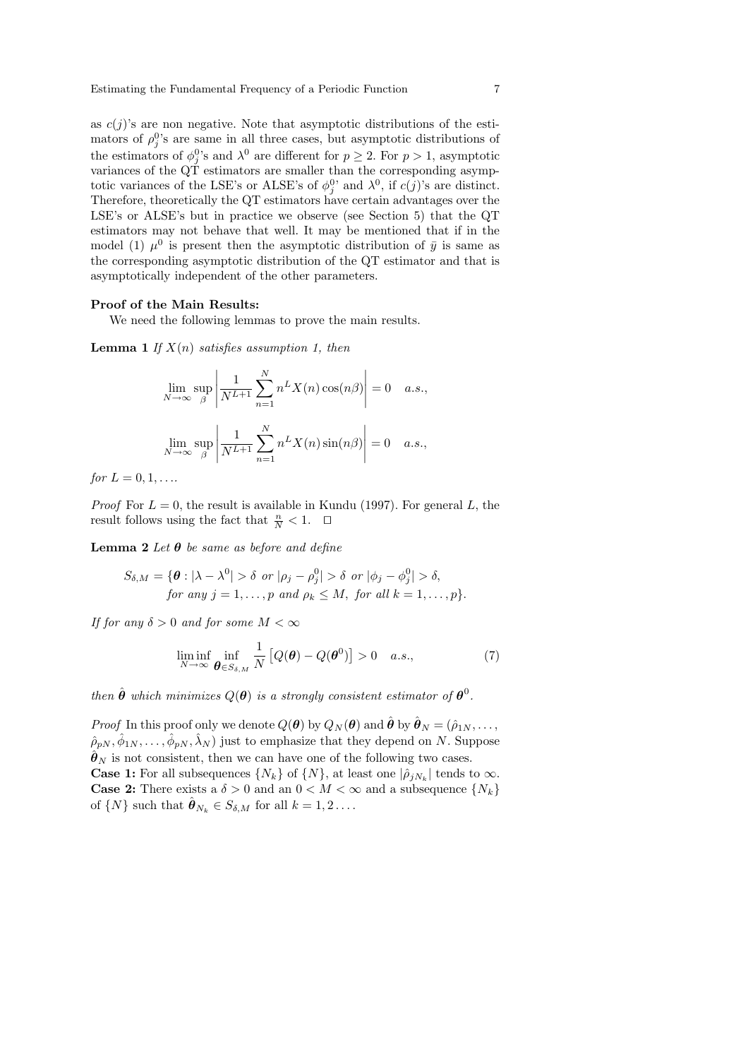as $c(j)$'s are non negative. Note that asymptotic distributions of the estimators of $\rho_j^0$'s are same in all three cases, but asymptotic distributions of the estimators of $\phi_j^0$'s and $\lambda^0$ are different for $p \geq 2$. For $p > 1$, asymptotic variances of the QT estimators are smaller than the corresponding asymptotic variances of the LSE's or ALSE's of $\phi_j^0$' and $\lambda^0$, if $c(j)$'s are distinct. Therefore, theoretically the QT estimators have certain advantages over the LSE's or ALSE's but in practice we observe (see Section 5) that the QT estimators may not behave that well. It may be mentioned that if in the model (1) $\mu^0$ is present then the asymptotic distribution of $\bar{y}$ is same as the corresponding asymptotic distribution of the QT estimator and that is asymptotically independent of the other parameters.

**Proof of the Main Results:**

We need the following lemmas to prove the main results.

**Lemma 1** *If $X(n)$ satisfies assumption 1, then*

$$\lim_{N \to \infty} \sup_{\beta} \left| \frac{1}{N^{L+1}} \sum_{n=1}^{N} n^L X(n) \cos(n\beta) \right| = 0 \quad a.s.,$$

$$\lim_{N \to \infty} \sup_{\beta} \left| \frac{1}{N^{L+1}} \sum_{n=1}^{N} n^L X(n) \sin(n\beta) \right| = 0 \quad a.s.,$$

*for $L = 0, 1, \ldots$.*

*Proof* For $L = 0$, the result is available in Kundu (1997). For general $L$, the result follows using the fact that $\frac{n}{N} < 1$. $\square$

**Lemma 2** *Let $\boldsymbol{\theta}$ be same as before and define*

$$S_{\delta,M} = \{\boldsymbol{\theta} : |\lambda - \lambda^0| > \delta \text{ or } |\rho_j - \rho_j^0| > \delta \text{ or } |\phi_j - \phi_j^0| > \delta, \text{ for any } j = 1, \ldots, p \text{ and } \rho_k \leq M, \text{ for all } k = 1, \ldots, p\}.$$

*If for any $\delta > 0$ and for some $M < \infty$*

$$\liminf_{N \to \infty} \inf_{\boldsymbol{\theta} \in S_{\delta,M}} \frac{1}{N} \left[ Q(\boldsymbol{\theta}) - Q(\boldsymbol{\theta}^0) \right] > 0 \quad a.s., \tag{7}$$

*then $\hat{\boldsymbol{\theta}}$ which minimizes $Q(\boldsymbol{\theta})$ is a strongly consistent estimator of $\boldsymbol{\theta}^0$.*

*Proof* In this proof only we denote $Q(\boldsymbol{\theta})$ by $Q_N(\boldsymbol{\theta})$ and $\hat{\boldsymbol{\theta}}$ by $\hat{\boldsymbol{\theta}}_N = (\hat{\rho}_{1N}, \ldots, \hat{\rho}_{pN}, \hat{\phi}_{1N}, \ldots, \hat{\phi}_{pN}, \hat{\lambda}_N)$ just to emphasize that they depend on $N$. Suppose $\hat{\boldsymbol{\theta}}_N$ is not consistent, then we can have one of the following two cases.
**Case 1:** For all subsequences $\{N_k\}$ of $\{N\}$, at least one $|\hat{\rho}_{jN_k}|$ tends to $\infty$.
**Case 2:** There exists a $\delta > 0$ and an $0 < M < \infty$ and a subsequence $\{N_k\}$ of $\{N\}$ such that $\hat{\boldsymbol{\theta}}_{N_k} \in S_{\delta,M}$ for all $k = 1, 2 \ldots$.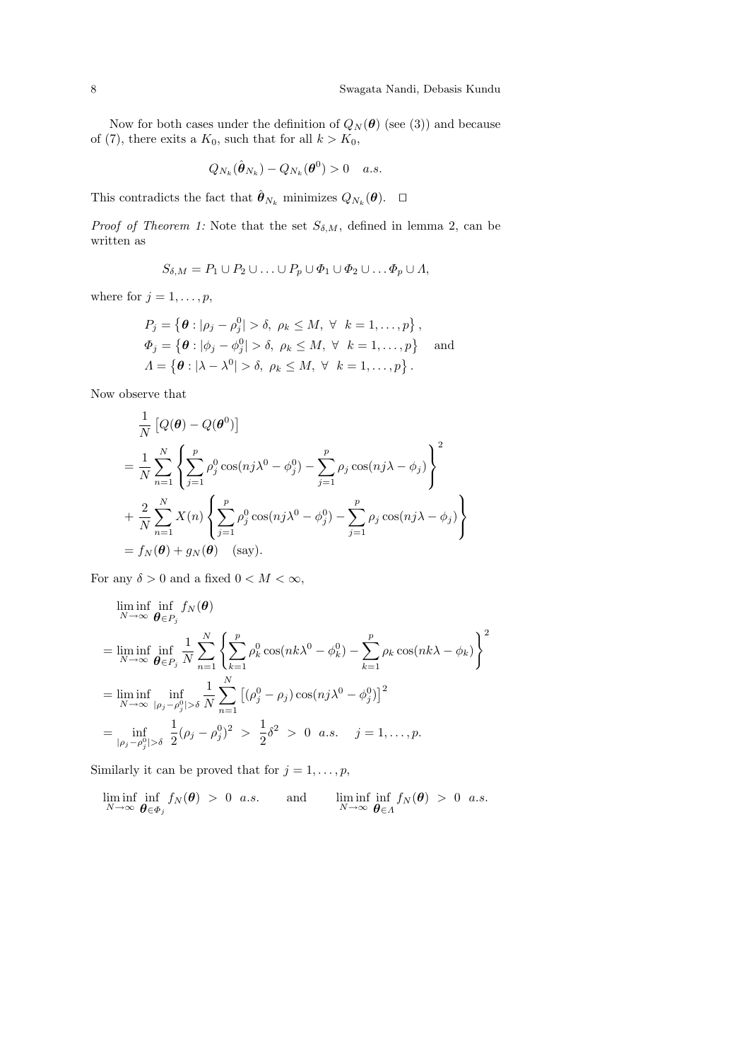Now for both cases under the definition of $Q_N(\boldsymbol{\theta})$ (see (3)) and because of (7), there exits a $K_0$, such that for all $k > K_0$,

$$Q_{N_k}(\hat{\boldsymbol{\theta}}_{N_k}) - Q_{N_k}(\boldsymbol{\theta}^0) > 0 \quad a.s.$$

This contradicts the fact that $\hat{\boldsymbol{\theta}}_{N_k}$ minimizes $Q_{N_k}(\boldsymbol{\theta})$. $\square$

*Proof of Theorem 1:* Note that the set $S_{\delta,M}$, defined in lemma 2, can be written as

$$S_{\delta,M} = P_1 \cup P_2 \cup \ldots \cup P_p \cup \Phi_1 \cup \Phi_2 \cup \ldots \Phi_p \cup \Lambda,$$

where for $j = 1, \ldots, p$,

$$\begin{aligned}
P_j &= \left\{\boldsymbol{\theta} : |\rho_j - \rho_j^0| > \delta,\ \rho_k \le M,\ \forall\ \ k = 1, \ldots, p\right\}, \\
\Phi_j &= \left\{\boldsymbol{\theta} : |\phi_j - \phi_j^0| > \delta,\ \rho_k \le M,\ \forall\ \ k = 1, \ldots, p\right\} \quad \text{and} \\
\Lambda &= \left\{\boldsymbol{\theta} : |\lambda - \lambda^0| > \delta,\ \rho_k \le M,\ \forall\ \ k = 1, \ldots, p\right\}.
\end{aligned}$$

Now observe that

$$\begin{aligned}
&\frac{1}{N}\left[Q(\boldsymbol{\theta}) - Q(\boldsymbol{\theta}^0)\right] \\
&= \frac{1}{N}\sum_{n=1}^{N}\left\{\sum_{j=1}^{p}\rho_j^0\cos(nj\lambda^0 - \phi_j^0) - \sum_{j=1}^{p}\rho_j\cos(nj\lambda - \phi_j)\right\}^2 \\
&+ \frac{2}{N}\sum_{n=1}^{N}X(n)\left\{\sum_{j=1}^{p}\rho_j^0\cos(nj\lambda^0 - \phi_j^0) - \sum_{j=1}^{p}\rho_j\cos(nj\lambda - \phi_j)\right\} \\
&= f_N(\boldsymbol{\theta}) + g_N(\boldsymbol{\theta}) \quad \text{(say)}.
\end{aligned}$$

For any $\delta > 0$ and a fixed $0 < M < \infty$,

$$\begin{aligned}
&\liminf_{N\to\infty}\inf_{\boldsymbol{\theta}\in P_j} f_N(\boldsymbol{\theta}) \\
&= \liminf_{N\to\infty}\inf_{\boldsymbol{\theta}\in P_j}\frac{1}{N}\sum_{n=1}^{N}\left\{\sum_{k=1}^{p}\rho_k^0\cos(nk\lambda^0 - \phi_k^0) - \sum_{k=1}^{p}\rho_k\cos(nk\lambda - \phi_k)\right\}^2 \\
&= \liminf_{N\to\infty}\inf_{|\rho_j - \rho_j^0| > \delta}\frac{1}{N}\sum_{n=1}^{N}\left[(\rho_j^0 - \rho_j)\cos(nj\lambda^0 - \phi_j^0)\right]^2 \\
&= \inf_{|\rho_j - \rho_j^0| > \delta}\ \frac{1}{2}(\rho_j - \rho_j^0)^2\ >\ \frac{1}{2}\delta^2\ >\ 0\ \ a.s. \quad j = 1, \ldots, p.
\end{aligned}$$

Similarly it can be proved that for $j = 1, \ldots, p$,

$$\liminf_{N\to\infty}\inf_{\boldsymbol{\theta}\in\Phi_j} f_N(\boldsymbol{\theta})\ >\ 0\ \ a.s. \qquad \text{and} \qquad \liminf_{N\to\infty}\inf_{\boldsymbol{\theta}\in\Lambda} f_N(\boldsymbol{\theta})\ >\ 0\ \ a.s.$$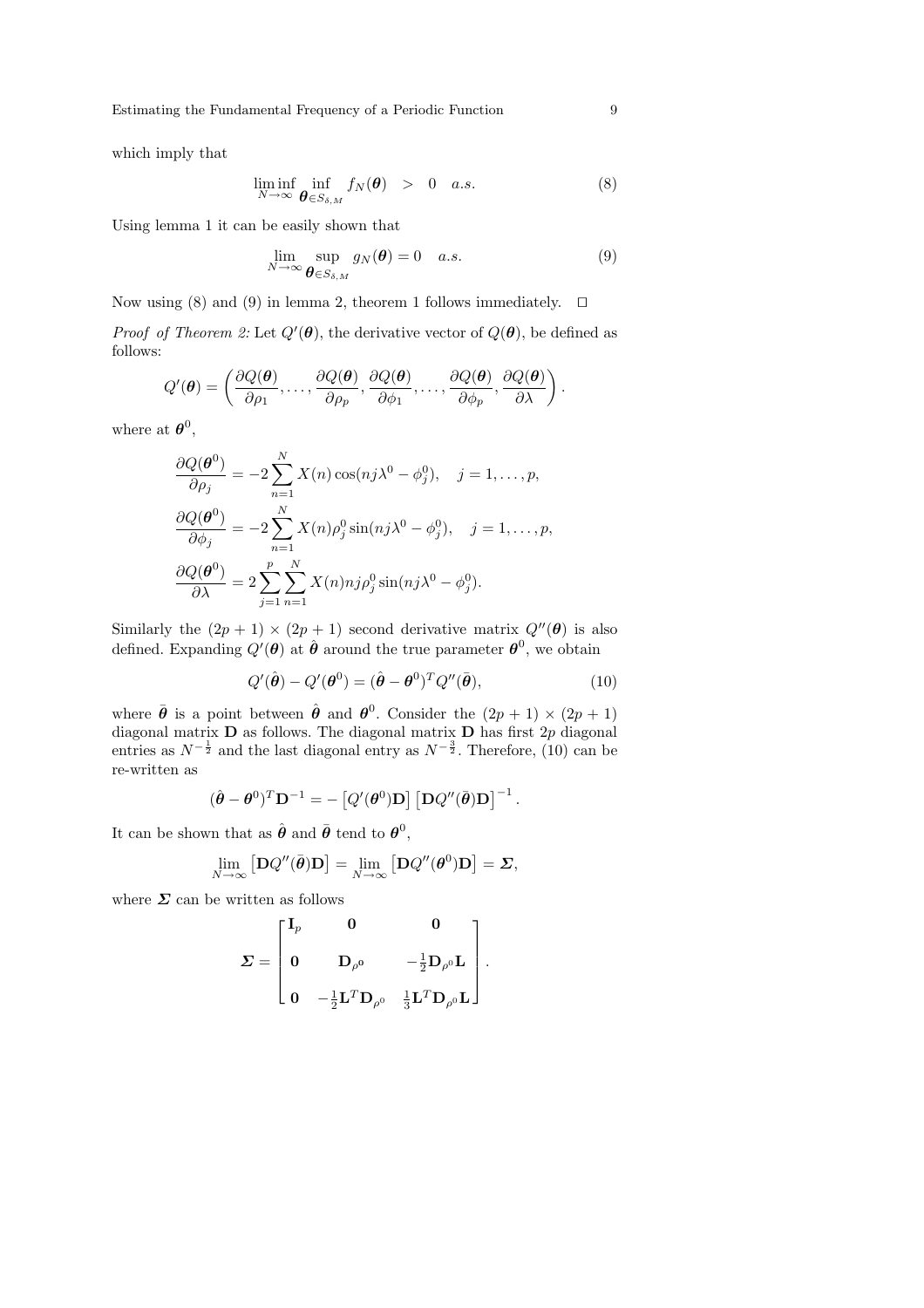which imply that

$$\liminf_{N\to\infty} \inf_{\boldsymbol{\theta}\in S_{\delta,M}} f_N(\boldsymbol{\theta}) \quad > \quad 0 \quad a.s. \tag{8}$$

Using lemma 1 it can be easily shown that

$$\lim_{N\to\infty} \sup_{\boldsymbol{\theta}\in S_{\delta,M}} g_N(\boldsymbol{\theta}) = 0 \quad a.s. \tag{9}$$

Now using (8) and (9) in lemma 2, theorem 1 follows immediately. $\square$

*Proof of Theorem 2:* Let $Q'(\boldsymbol{\theta})$, the derivative vector of $Q(\boldsymbol{\theta})$, be defined as follows:

$$Q'(\boldsymbol{\theta}) = \left(\frac{\partial Q(\boldsymbol{\theta})}{\partial \rho_1}, \ldots, \frac{\partial Q(\boldsymbol{\theta})}{\partial \rho_p}, \frac{\partial Q(\boldsymbol{\theta})}{\partial \phi_1}, \ldots, \frac{\partial Q(\boldsymbol{\theta})}{\partial \phi_p}, \frac{\partial Q(\boldsymbol{\theta})}{\partial \lambda}\right).$$

where at $\boldsymbol{\theta}^0$,

$$\frac{\partial Q(\boldsymbol{\theta}^0)}{\partial \rho_j} = -2\sum_{n=1}^{N} X(n)\cos(nj\lambda^0 - \phi_j^0), \quad j = 1, \ldots, p,$$

$$\frac{\partial Q(\boldsymbol{\theta}^0)}{\partial \phi_j} = -2\sum_{n=1}^{N} X(n)\rho_j^0\sin(nj\lambda^0 - \phi_j^0), \quad j = 1, \ldots, p,$$

$$\frac{\partial Q(\boldsymbol{\theta}^0)}{\partial \lambda} = 2\sum_{j=1}^{p}\sum_{n=1}^{N} X(n)nj\rho_j^0\sin(nj\lambda^0 - \phi_j^0).$$

Similarly the $(2p+1)\times(2p+1)$ second derivative matrix $Q''(\boldsymbol{\theta})$ is also defined. Expanding $Q'(\boldsymbol{\theta})$ at $\hat{\boldsymbol{\theta}}$ around the true parameter $\boldsymbol{\theta}^0$, we obtain

$$Q'(\hat{\boldsymbol{\theta}}) - Q'(\boldsymbol{\theta}^0) = (\hat{\boldsymbol{\theta}} - \boldsymbol{\theta}^0)^T Q''(\bar{\boldsymbol{\theta}}), \tag{10}$$

where $\bar{\boldsymbol{\theta}}$ is a point between $\hat{\boldsymbol{\theta}}$ and $\boldsymbol{\theta}^0$. Consider the $(2p+1)\times(2p+1)$ diagonal matrix $\mathbf{D}$ as follows. The diagonal matrix $\mathbf{D}$ has first $2p$ diagonal entries as $N^{-\frac{1}{2}}$ and the last diagonal entry as $N^{-\frac{3}{2}}$. Therefore, (10) can be re-written as

$$(\hat{\boldsymbol{\theta}} - \boldsymbol{\theta}^0)^T\mathbf{D}^{-1} = -\left[Q'(\boldsymbol{\theta}^0)\mathbf{D}\right]\left[\mathbf{D}Q''(\bar{\boldsymbol{\theta}})\mathbf{D}\right]^{-1}.$$

It can be shown that as $\hat{\boldsymbol{\theta}}$ and $\bar{\boldsymbol{\theta}}$ tend to $\boldsymbol{\theta}^0$,

$$\lim_{N\to\infty}\left[\mathbf{D}Q''(\bar{\boldsymbol{\theta}})\mathbf{D}\right] = \lim_{N\to\infty}\left[\mathbf{D}Q''(\boldsymbol{\theta}^0)\mathbf{D}\right] = \boldsymbol{\Sigma},$$

where $\boldsymbol{\Sigma}$ can be written as follows

$$\boldsymbol{\Sigma} = \begin{bmatrix} \mathbf{I}_p & \mathbf{0} & \mathbf{0} \\ \mathbf{0} & \mathbf{D}_{\rho^0} & -\frac{1}{2}\mathbf{D}_{\rho^0}\mathbf{L} \\ \mathbf{0} & -\frac{1}{2}\mathbf{L}^T\mathbf{D}_{\rho^0} & \frac{1}{3}\mathbf{L}^T\mathbf{D}_{\rho^0}\mathbf{L} \end{bmatrix}.$$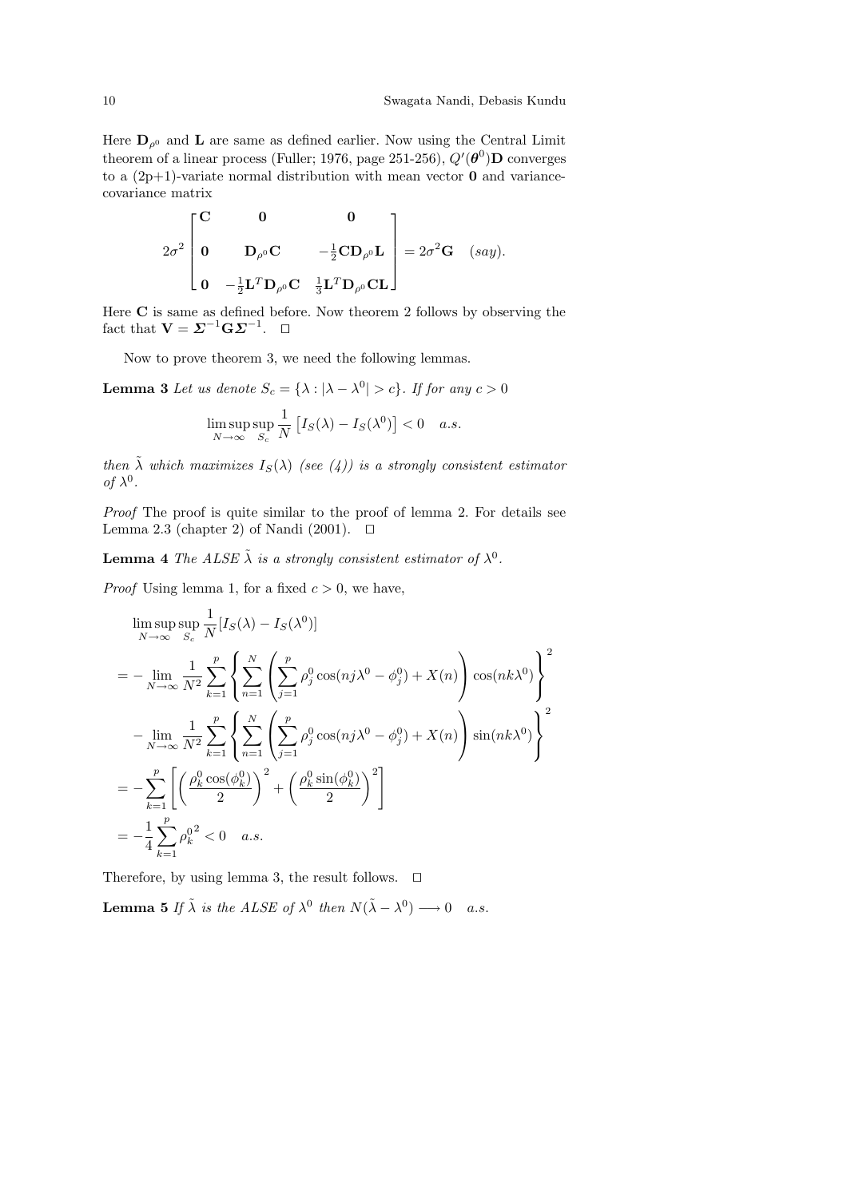Here $\mathbf{D}_{\rho^0}$ and $\mathbf{L}$ are same as defined earlier. Now using the Central Limit theorem of a linear process (Fuller; 1976, page 251-256), $Q'(\boldsymbol{\theta}^0)\mathbf{D}$ converges to a (2p+1)-variate normal distribution with mean vector $\mathbf{0}$ and variance-covariance matrix

$$2\sigma^2 \begin{bmatrix} \mathbf{C} & \mathbf{0} & \mathbf{0} \\ \mathbf{0} & \mathbf{D}_{\rho^0}\mathbf{C} & -\frac{1}{2}\mathbf{C}\mathbf{D}_{\rho^0}\mathbf{L} \\ \mathbf{0} & -\frac{1}{2}\mathbf{L}^T\mathbf{D}_{\rho^0}\mathbf{C} & \frac{1}{3}\mathbf{L}^T\mathbf{D}_{\rho^0}\mathbf{C}\mathbf{L} \end{bmatrix} = 2\sigma^2\mathbf{G} \quad (say).$$

Here $\mathbf{C}$ is same as defined before. Now theorem 2 follows by observing the fact that $\mathbf{V} = \boldsymbol{\Sigma}^{-1}\mathbf{G}\boldsymbol{\Sigma}^{-1}$. □

Now to prove theorem 3, we need the following lemmas.

**Lemma 3** *Let us denote $S_c = \{\lambda : |\lambda - \lambda^0| > c\}$. If for any $c > 0$*

$$\limsup_{N\to\infty} \sup_{S_c} \frac{1}{N}\left[I_S(\lambda) - I_S(\lambda^0)\right] < 0 \quad a.s.$$

*then $\tilde{\lambda}$ which maximizes $I_S(\lambda)$ (see (4)) is a strongly consistent estimator of $\lambda^0$.*

*Proof* The proof is quite similar to the proof of lemma 2. For details see Lemma 2.3 (chapter 2) of Nandi (2001). □

**Lemma 4** *The ALSE $\tilde{\lambda}$ is a strongly consistent estimator of $\lambda^0$.*

*Proof* Using lemma 1, for a fixed $c > 0$, we have,

$$\begin{aligned}
&\limsup_{N\to\infty} \sup_{S_c} \frac{1}{N}[I_S(\lambda) - I_S(\lambda^0)] \\
&= -\lim_{N\to\infty} \frac{1}{N^2} \sum_{k=1}^{p} \left\{ \sum_{n=1}^{N} \left( \sum_{j=1}^{p} \rho_j^0 \cos(nj\lambda^0 - \phi_j^0) + X(n) \right) \cos(nk\lambda^0) \right\}^2 \\
&\quad - \lim_{N\to\infty} \frac{1}{N^2} \sum_{k=1}^{p} \left\{ \sum_{n=1}^{N} \left( \sum_{j=1}^{p} \rho_j^0 \cos(nj\lambda^0 - \phi_j^0) + X(n) \right) \sin(nk\lambda^0) \right\}^2 \\
&= -\sum_{k=1}^{p} \left[ \left( \frac{\rho_k^0 \cos(\phi_k^0)}{2} \right)^2 + \left( \frac{\rho_k^0 \sin(\phi_k^0)}{2} \right)^2 \right] \\
&= -\frac{1}{4} \sum_{k=1}^{p} {\rho_k^0}^2 < 0 \quad a.s.
\end{aligned}$$

Therefore, by using lemma 3, the result follows. □

**Lemma 5** *If $\tilde{\lambda}$ is the ALSE of $\lambda^0$ then $N(\tilde{\lambda} - \lambda^0) \longrightarrow 0 \quad a.s.$*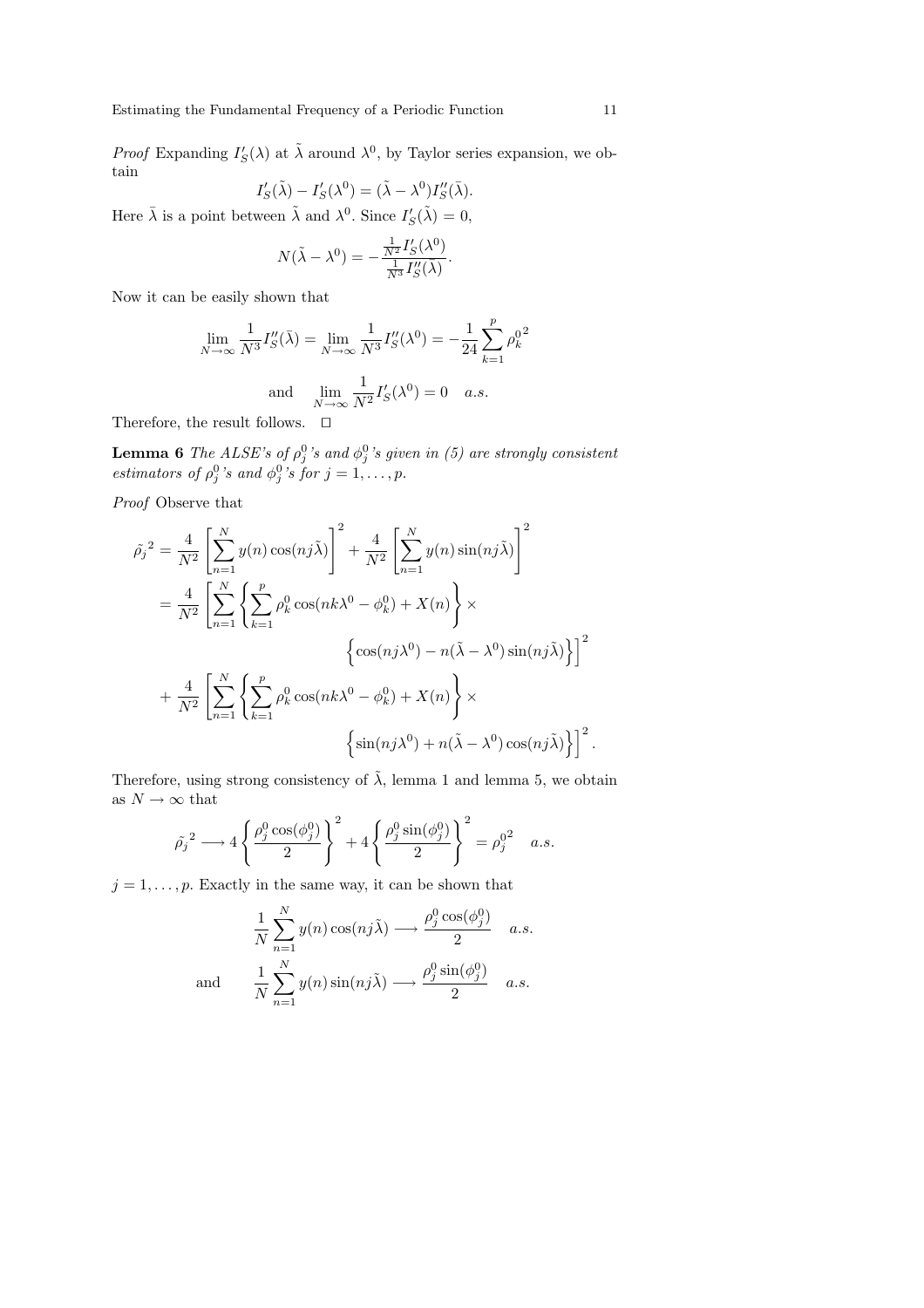*Proof* Expanding $I'_S(\lambda)$ at $\tilde{\lambda}$ around $\lambda^0$, by Taylor series expansion, we obtain

$$I'_S(\tilde{\lambda}) - I'_S(\lambda^0) = (\tilde{\lambda} - \lambda^0) I''_S(\bar{\lambda}).$$

Here $\bar{\lambda}$ is a point between $\tilde{\lambda}$ and $\lambda^0$. Since $I'_S(\tilde{\lambda}) = 0$,

$$N(\tilde{\lambda} - \lambda^0) = -\frac{\frac{1}{N^2} I'_S(\lambda^0)}{\frac{1}{N^3} I''_S(\bar{\lambda})}.$$

Now it can be easily shown that

$$\lim_{N\to\infty} \frac{1}{N^3} I''_S(\bar{\lambda}) = \lim_{N\to\infty} \frac{1}{N^3} I''_S(\lambda^0) = -\frac{1}{24} \sum_{k=1}^{p} {\rho_k^0}^2$$

$$\text{and} \quad \lim_{N\to\infty} \frac{1}{N^2} I'_S(\lambda^0) = 0 \quad a.s.$$

Therefore, the result follows. $\square$

**Lemma 6** *The ALSE's of $\rho_j^0$'s and $\phi_j^0$'s given in (5) are strongly consistent estimators of $\rho_j^0$'s and $\phi_j^0$'s for $j = 1, \ldots, p$.*

*Proof* Observe that

$$\begin{aligned}
\tilde{\rho_j}^2 &= \frac{4}{N^2} \left[ \sum_{n=1}^{N} y(n) \cos(nj\tilde{\lambda}) \right]^2 + \frac{4}{N^2} \left[ \sum_{n=1}^{N} y(n) \sin(nj\tilde{\lambda}) \right]^2 \\
&= \frac{4}{N^2} \left[ \sum_{n=1}^{N} \left\{ \sum_{k=1}^{p} \rho_k^0 \cos(nk\lambda^0 - \phi_k^0) + X(n) \right\} \times \right. \\
&\qquad\qquad \left. \left\{ \cos(nj\lambda^0) - n(\tilde{\lambda} - \lambda^0) \sin(nj\tilde{\lambda}) \right\} \right]^2 \\
&+ \frac{4}{N^2} \left[ \sum_{n=1}^{N} \left\{ \sum_{k=1}^{p} \rho_k^0 \cos(nk\lambda^0 - \phi_k^0) + X(n) \right\} \times \right. \\
&\qquad\qquad \left. \left\{ \sin(nj\lambda^0) + n(\tilde{\lambda} - \lambda^0) \cos(nj\tilde{\lambda}) \right\} \right]^2.
\end{aligned}$$

Therefore, using strong consistency of $\tilde{\lambda}$, lemma 1 and lemma 5, we obtain as $N \to \infty$ that

$$\tilde{\rho_j}^2 \longrightarrow 4 \left\{ \frac{\rho_j^0 \cos(\phi_j^0)}{2} \right\}^2 + 4 \left\{ \frac{\rho_j^0 \sin(\phi_j^0)}{2} \right\}^2 = {\rho_j^0}^2 \quad a.s.$$

$j = 1, \ldots, p$. Exactly in the same way, it can be shown that

$$\frac{1}{N} \sum_{n=1}^{N} y(n) \cos(nj\tilde{\lambda}) \longrightarrow \frac{\rho_j^0 \cos(\phi_j^0)}{2} \quad a.s.$$

$$\text{and} \quad \frac{1}{N} \sum_{n=1}^{N} y(n) \sin(nj\tilde{\lambda}) \longrightarrow \frac{\rho_j^0 \sin(\phi_j^0)}{2} \quad a.s.$$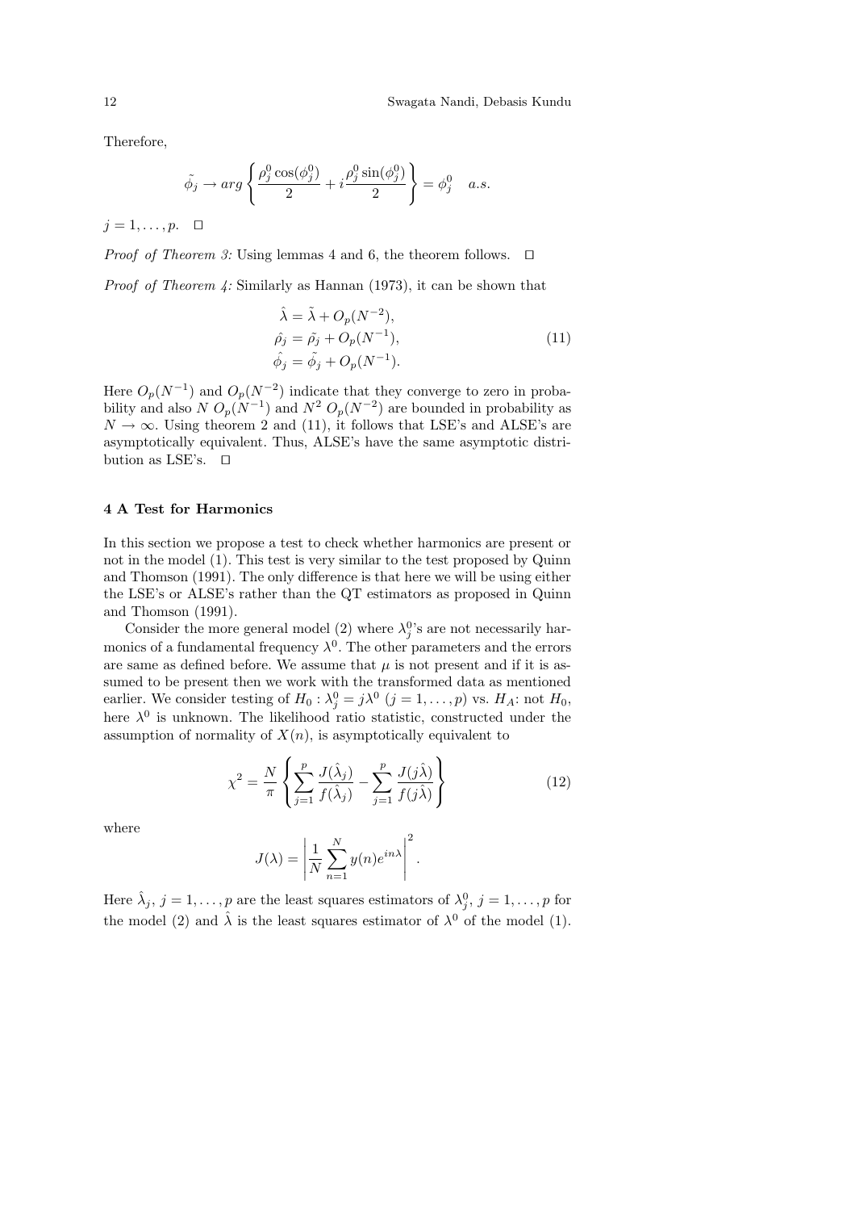Therefore,

$$\tilde{\phi}_j \to arg\left\{\frac{\rho_j^0\cos(\phi_j^0)}{2} + i\frac{\rho_j^0\sin(\phi_j^0)}{2}\right\} = \phi_j^0 \quad a.s.$$

$j = 1,\ldots,p.$ $\square$

*Proof of Theorem 3:* Using lemmas 4 and 6, the theorem follows. $\square$

*Proof of Theorem 4:* Similarly as Hannan (1973), it can be shown that

$$\begin{aligned}
\hat{\lambda} &= \tilde{\lambda} + O_p(N^{-2}), \\
\hat{\rho_j} &= \tilde{\rho_j} + O_p(N^{-1}), \\
\hat{\phi_j} &= \tilde{\phi_j} + O_p(N^{-1}).
\end{aligned} \tag{11}$$

Here $O_p(N^{-1})$ and $O_p(N^{-2})$ indicate that they converge to zero in probability and also $N\ O_p(N^{-1})$ and $N^2\ O_p(N^{-2})$ are bounded in probability as $N \to \infty$. Using theorem 2 and (11), it follows that LSE's and ALSE's are asymptotically equivalent. Thus, ALSE's have the same asymptotic distribution as LSE's. $\square$

## 4 A Test for Harmonics

In this section we propose a test to check whether harmonics are present or not in the model (1). This test is very similar to the test proposed by Quinn and Thomson (1991). The only difference is that here we will be using either the LSE's or ALSE's rather than the QT estimators as proposed in Quinn and Thomson (1991).

Consider the more general model (2) where $\lambda_j^0$'s are not necessarily harmonics of a fundamental frequency $\lambda^0$. The other parameters and the errors are same as defined before. We assume that $\mu$ is not present and if it is assumed to be present then we work with the transformed data as mentioned earlier. We consider testing of $H_0 : \lambda_j^0 = j\lambda^0$ $(j = 1,\ldots,p)$ vs. $H_A$: not $H_0$, here $\lambda^0$ is unknown. The likelihood ratio statistic, constructed under the assumption of normality of $X(n)$, is asymptotically equivalent to

$$\chi^2 = \frac{N}{\pi}\left\{\sum_{j=1}^{p}\frac{J(\hat{\lambda}_j)}{f(\hat{\lambda}_j)} - \sum_{j=1}^{p}\frac{J(j\hat{\lambda})}{f(j\hat{\lambda})}\right\} \tag{12}$$

where

$$J(\lambda) = \left|\frac{1}{N}\sum_{n=1}^{N} y(n)e^{in\lambda}\right|^2.$$

Here $\hat{\lambda}_j$, $j = 1,\ldots,p$ are the least squares estimators of $\lambda_j^0$, $j = 1,\ldots,p$ for the model (2) and $\hat{\lambda}$ is the least squares estimator of $\lambda^0$ of the model (1).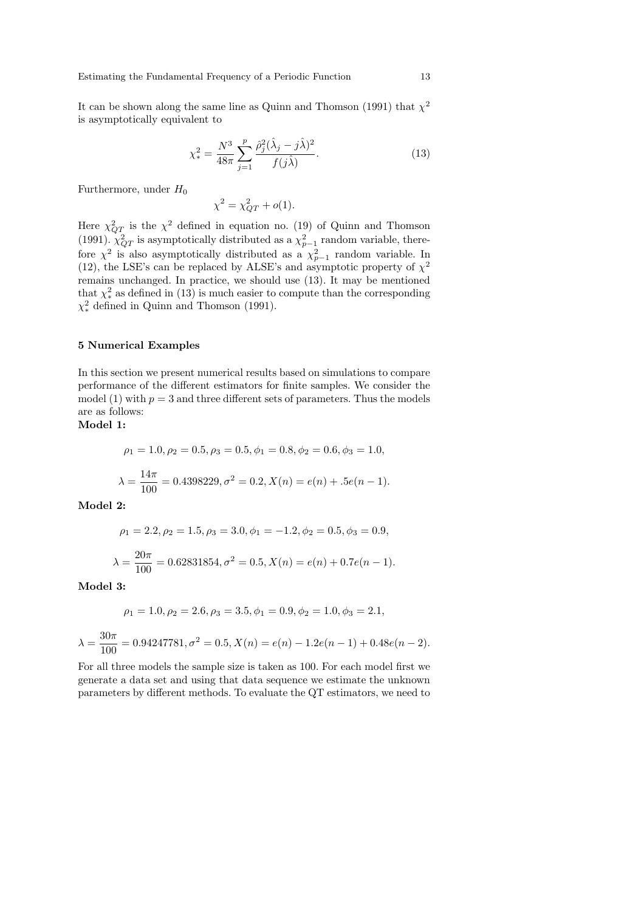It can be shown along the same line as Quinn and Thomson (1991) that $\chi^2$ is asymptotically equivalent to

$$\chi^2_* = \frac{N^3}{48\pi} \sum_{j=1}^{p} \frac{\hat{\rho}_j^2 (\hat{\lambda}_j - j\hat{\lambda})^2}{f(j\hat{\lambda})}. \tag{13}$$

Furthermore, under $H_0$

$$\chi^2 = \chi^2_{QT} + o(1).$$

Here $\chi^2_{QT}$ is the $\chi^2$ defined in equation no. (19) of Quinn and Thomson (1991). $\chi^2_{QT}$ is asymptotically distributed as a $\chi^2_{p-1}$ random variable, therefore $\chi^2$ is also asymptotically distributed as a $\chi^2_{p-1}$ random variable. In (12), the LSE's can be replaced by ALSE's and asymptotic property of $\chi^2$ remains unchanged. In practice, we should use (13). It may be mentioned that $\chi^2_*$ as defined in (13) is much easier to compute than the corresponding $\chi^2_*$ defined in Quinn and Thomson (1991).

## 5 Numerical Examples

In this section we present numerical results based on simulations to compare performance of the different estimators for finite samples. We consider the model (1) with $p = 3$ and three different sets of parameters. Thus the models are as follows:

**Model 1:**

$$\rho_1 = 1.0, \rho_2 = 0.5, \rho_3 = 0.5, \phi_1 = 0.8, \phi_2 = 0.6, \phi_3 = 1.0,$$

$$\lambda = \frac{14\pi}{100} = 0.4398229, \sigma^2 = 0.2, X(n) = e(n) + .5e(n-1).$$

**Model 2:**

$$\rho_1 = 2.2, \rho_2 = 1.5, \rho_3 = 3.0, \phi_1 = -1.2, \phi_2 = 0.5, \phi_3 = 0.9,$$

$$\lambda = \frac{20\pi}{100} = 0.62831854, \sigma^2 = 0.5, X(n) = e(n) + 0.7e(n-1).$$

**Model 3:**

$$\rho_1 = 1.0, \rho_2 = 2.6, \rho_3 = 3.5, \phi_1 = 0.9, \phi_2 = 1.0, \phi_3 = 2.1,$$

$$\lambda = \frac{30\pi}{100} = 0.94247781, \sigma^2 = 0.5, X(n) = e(n) - 1.2e(n-1) + 0.48e(n-2).$$

For all three models the sample size is taken as 100. For each model first we generate a data set and using that data sequence we estimate the unknown parameters by different methods. To evaluate the QT estimators, we need to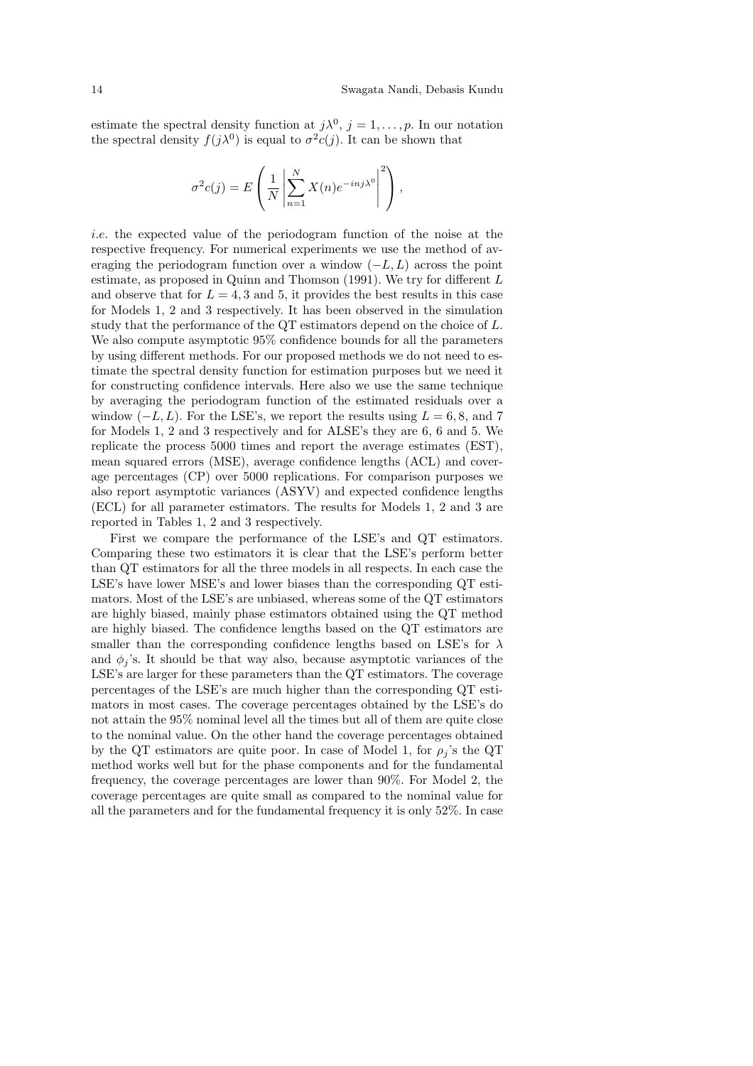estimate the spectral density function at $j\lambda^0$, $j = 1, \ldots, p$. In our notation the spectral density $f(j\lambda^0)$ is equal to $\sigma^2 c(j)$. It can be shown that

$$\sigma^2 c(j) = E\left(\frac{1}{N}\left|\sum_{n=1}^{N} X(n) e^{-inj\lambda^0}\right|^2\right),$$

*i.e.* the expected value of the periodogram function of the noise at the respective frequency. For numerical experiments we use the method of averaging the periodogram function over a window $(-L, L)$ across the point estimate, as proposed in Quinn and Thomson (1991). We try for different $L$ and observe that for $L = 4, 3$ and 5, it provides the best results in this case for Models 1, 2 and 3 respectively. It has been observed in the simulation study that the performance of the QT estimators depend on the choice of $L$. We also compute asymptotic 95% confidence bounds for all the parameters by using different methods. For our proposed methods we do not need to estimate the spectral density function for estimation purposes but we need it for constructing confidence intervals. Here also we use the same technique by averaging the periodogram function of the estimated residuals over a window $(-L, L)$. For the LSE's, we report the results using $L = 6, 8$, and 7 for Models 1, 2 and 3 respectively and for ALSE's they are 6, 6 and 5. We replicate the process 5000 times and report the average estimates (EST), mean squared errors (MSE), average confidence lengths (ACL) and coverage percentages (CP) over 5000 replications. For comparison purposes we also report asymptotic variances (ASYV) and expected confidence lengths (ECL) for all parameter estimators. The results for Models 1, 2 and 3 are reported in Tables 1, 2 and 3 respectively.

First we compare the performance of the LSE's and QT estimators. Comparing these two estimators it is clear that the LSE's perform better than QT estimators for all the three models in all respects. In each case the LSE's have lower MSE's and lower biases than the corresponding QT estimators. Most of the LSE's are unbiased, whereas some of the QT estimators are highly biased, mainly phase estimators obtained using the QT method are highly biased. The confidence lengths based on the QT estimators are smaller than the corresponding confidence lengths based on LSE's for $\lambda$ and $\phi_j$'s. It should be that way also, because asymptotic variances of the LSE's are larger for these parameters than the QT estimators. The coverage percentages of the LSE's are much higher than the corresponding QT estimators in most cases. The coverage percentages obtained by the LSE's do not attain the 95% nominal level all the times but all of them are quite close to the nominal value. On the other hand the coverage percentages obtained by the QT estimators are quite poor. In case of Model 1, for $\rho_j$'s the QT method works well but for the phase components and for the fundamental frequency, the coverage percentages are lower than 90%. For Model 2, the coverage percentages are quite small as compared to the nominal value for all the parameters and for the fundamental frequency it is only 52%. In case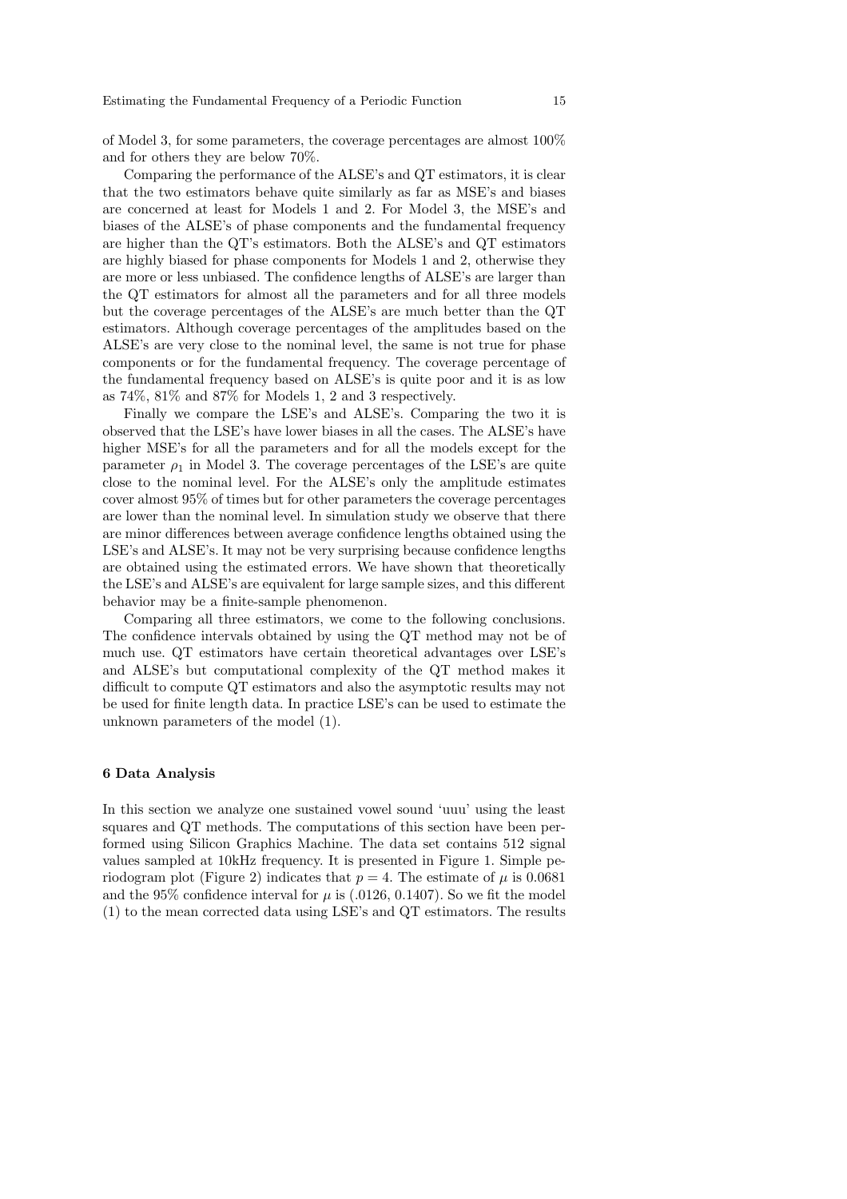of Model 3, for some parameters, the coverage percentages are almost 100% and for others they are below 70%.

Comparing the performance of the ALSE's and QT estimators, it is clear that the two estimators behave quite similarly as far as MSE's and biases are concerned at least for Models 1 and 2. For Model 3, the MSE's and biases of the ALSE's of phase components and the fundamental frequency are higher than the QT's estimators. Both the ALSE's and QT estimators are highly biased for phase components for Models 1 and 2, otherwise they are more or less unbiased. The confidence lengths of ALSE's are larger than the QT estimators for almost all the parameters and for all three models but the coverage percentages of the ALSE's are much better than the QT estimators. Although coverage percentages of the amplitudes based on the ALSE's are very close to the nominal level, the same is not true for phase components or for the fundamental frequency. The coverage percentage of the fundamental frequency based on ALSE's is quite poor and it is as low as 74%, 81% and 87% for Models 1, 2 and 3 respectively.

Finally we compare the LSE's and ALSE's. Comparing the two it is observed that the LSE's have lower biases in all the cases. The ALSE's have higher MSE's for all the parameters and for all the models except for the parameter $\rho_1$ in Model 3. The coverage percentages of the LSE's are quite close to the nominal level. For the ALSE's only the amplitude estimates cover almost 95% of times but for other parameters the coverage percentages are lower than the nominal level. In simulation study we observe that there are minor differences between average confidence lengths obtained using the LSE's and ALSE's. It may not be very surprising because confidence lengths are obtained using the estimated errors. We have shown that theoretically the LSE's and ALSE's are equivalent for large sample sizes, and this different behavior may be a finite-sample phenomenon.

Comparing all three estimators, we come to the following conclusions. The confidence intervals obtained by using the QT method may not be of much use. QT estimators have certain theoretical advantages over LSE's and ALSE's but computational complexity of the QT method makes it difficult to compute QT estimators and also the asymptotic results may not be used for finite length data. In practice LSE's can be used to estimate the unknown parameters of the model (1).

## 6 Data Analysis

In this section we analyze one sustained vowel sound 'uuu' using the least squares and QT methods. The computations of this section have been performed using Silicon Graphics Machine. The data set contains 512 signal values sampled at 10kHz frequency. It is presented in Figure 1. Simple periodogram plot (Figure 2) indicates that $p = 4$. The estimate of $\mu$ is 0.0681 and the 95% confidence interval for $\mu$ is (.0126, 0.1407). So we fit the model (1) to the mean corrected data using LSE's and QT estimators. The results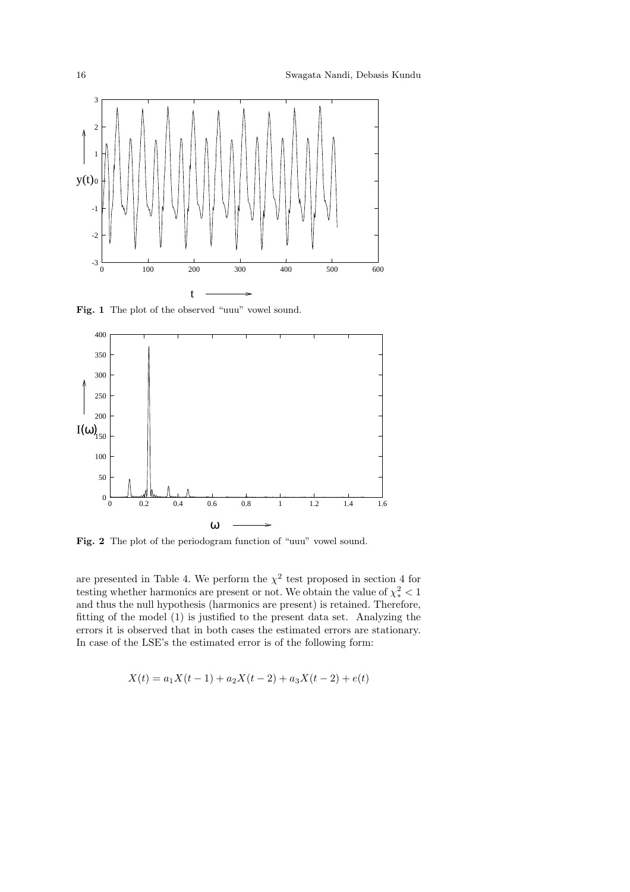**Fig. 1** The plot of the observed "uuu" vowel sound.

**Fig. 2** The plot of the periodogram function of "uuu" vowel sound.

are presented in Table 4. We perform the $\chi^2$ test proposed in section 4 for testing whether harmonics are present or not. We obtain the value of $\chi^2_* < 1$ and thus the null hypothesis (harmonics are present) is retained. Therefore, fitting of the model (1) is justified to the present data set. Analyzing the errors it is observed that in both cases the estimated errors are stationary. In case of the LSE's the estimated error is of the following form:

$$X(t) = a_1 X(t-1) + a_2 X(t-2) + a_3 X(t-2) + e(t)$$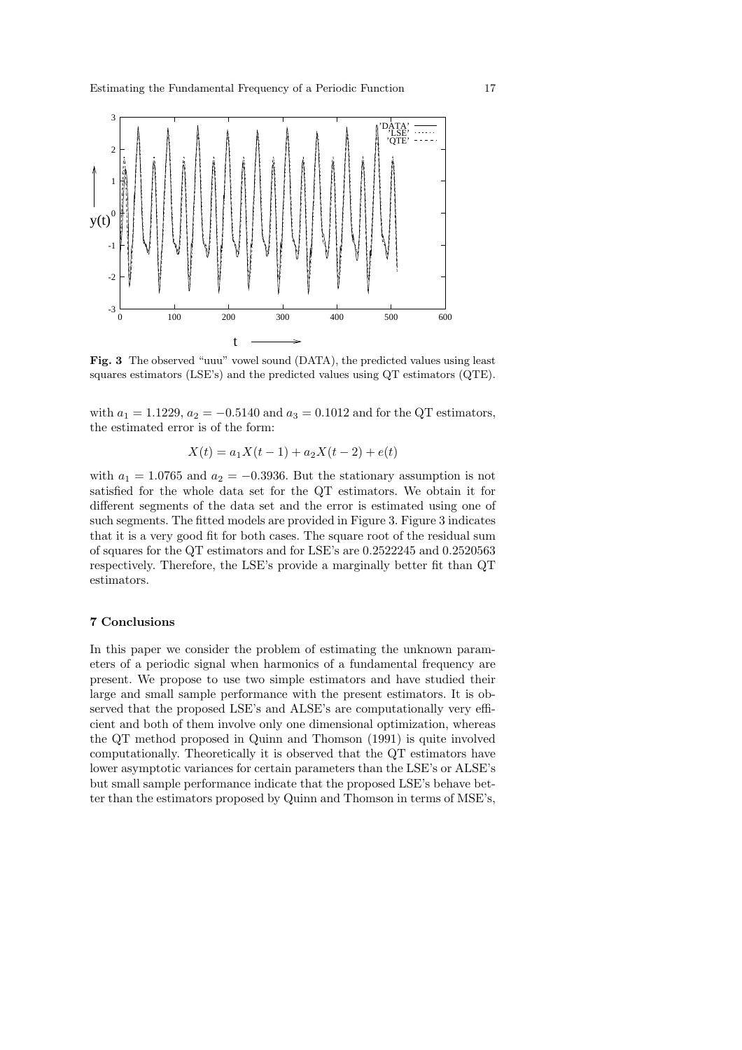**Fig. 3** The observed "uuu" vowel sound (DATA), the predicted values using least squares estimators (LSE's) and the predicted values using QT estimators (QTE).

with $a_1 = 1.1229$, $a_2 = -0.5140$ and $a_3 = 0.1012$ and for the QT estimators, the estimated error is of the form:

$$X(t) = a_1 X(t-1) + a_2 X(t-2) + e(t)$$

with $a_1 = 1.0765$ and $a_2 = -0.3936$. But the stationary assumption is not satisfied for the whole data set for the QT estimators. We obtain it for different segments of the data set and the error is estimated using one of such segments. The fitted models are provided in Figure 3. Figure 3 indicates that it is a very good fit for both cases. The square root of the residual sum of squares for the QT estimators and for LSE's are 0.2522245 and 0.2520563 respectively. Therefore, the LSE's provide a marginally better fit than QT estimators.

## 7 Conclusions

In this paper we consider the problem of estimating the unknown parameters of a periodic signal when harmonics of a fundamental frequency are present. We propose to use two simple estimators and have studied their large and small sample performance with the present estimators. It is observed that the proposed LSE's and ALSE's are computationally very efficient and both of them involve only one dimensional optimization, whereas the QT method proposed in Quinn and Thomson (1991) is quite involved computationally. Theoretically it is observed that the QT estimators have lower asymptotic variances for certain parameters than the LSE's or ALSE's but small sample performance indicate that the proposed LSE's behave better than the estimators proposed by Quinn and Thomson in terms of MSE's,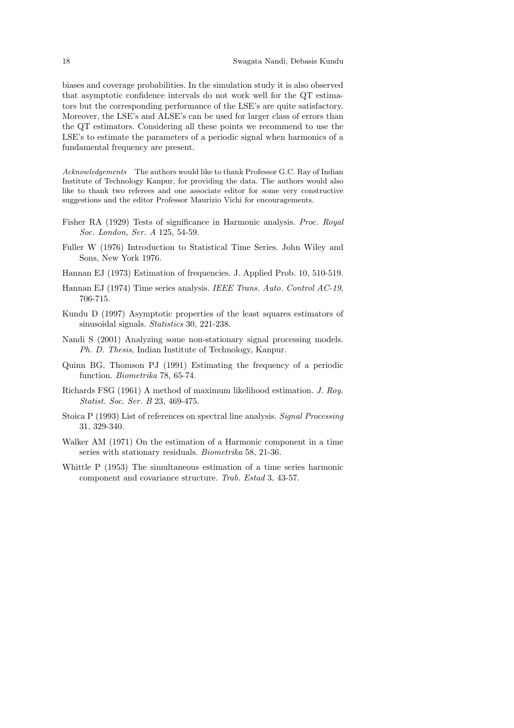biases and coverage probabilities. In the simulation study it is also observed that asymptotic confidence intervals do not work well for the QT estimators but the corresponding performance of the LSE's are quite satisfactory. Moreover, the LSE's and ALSE's can be used for larger class of errors than the QT estimators. Considering all these points we recommend to use the LSE's to estimate the parameters of a periodic signal when harmonics of a fundamental frequency are present.

*Acknowledgements* The authors would like to thank Professor G.C. Ray of Indian Institute of Technology Kanpur, for providing the data. The authors would also like to thank two referees and one associate editor for some very constructive suggestions and the editor Professor Maurizio Vichi for encouragements.

Fisher RA (1929) Tests of significance in Harmonic analysis. *Proc. Royal Soc. London, Ser. A* 125, 54-59.

Fuller W (1976) Introduction to Statistical Time Series. John Wiley and Sons, New York 1976.

Hannan EJ (1973) Estimation of frequencies. J. Applied Prob. 10, 510-519.

Hannan EJ (1974) Time series analysis. *IEEE Trans. Auto. Control AC-19*, 706-715.

Kundu D (1997) Asymptotic properties of the least squares estimators of sinusoidal signals. *Statistics* 30, 221-238.

Nandi S (2001) Analyzing some non-stationary signal processing models. *Ph. D. Thesis*, Indian Institute of Technology, Kanpur.

Quinn BG, Thomson PJ (1991) Estimating the frequency of a periodic function. *Biometrika* 78, 65-74.

Richards FSG (1961) A method of maximum likelihood estimation. *J. Roy. Statist. Soc. Ser. B* 23, 469-475.

Stoica P (1993) List of references on spectral line analysis. *Signal Processing* 31, 329-340.

Walker AM (1971) On the estimation of a Harmonic component in a time series with stationary residuals. *Biometrika* 58, 21-36.

Whittle P (1953) The simultaneous estimation of a time series harmonic component and covariance structure. *Trab. Estad* 3, 43-57.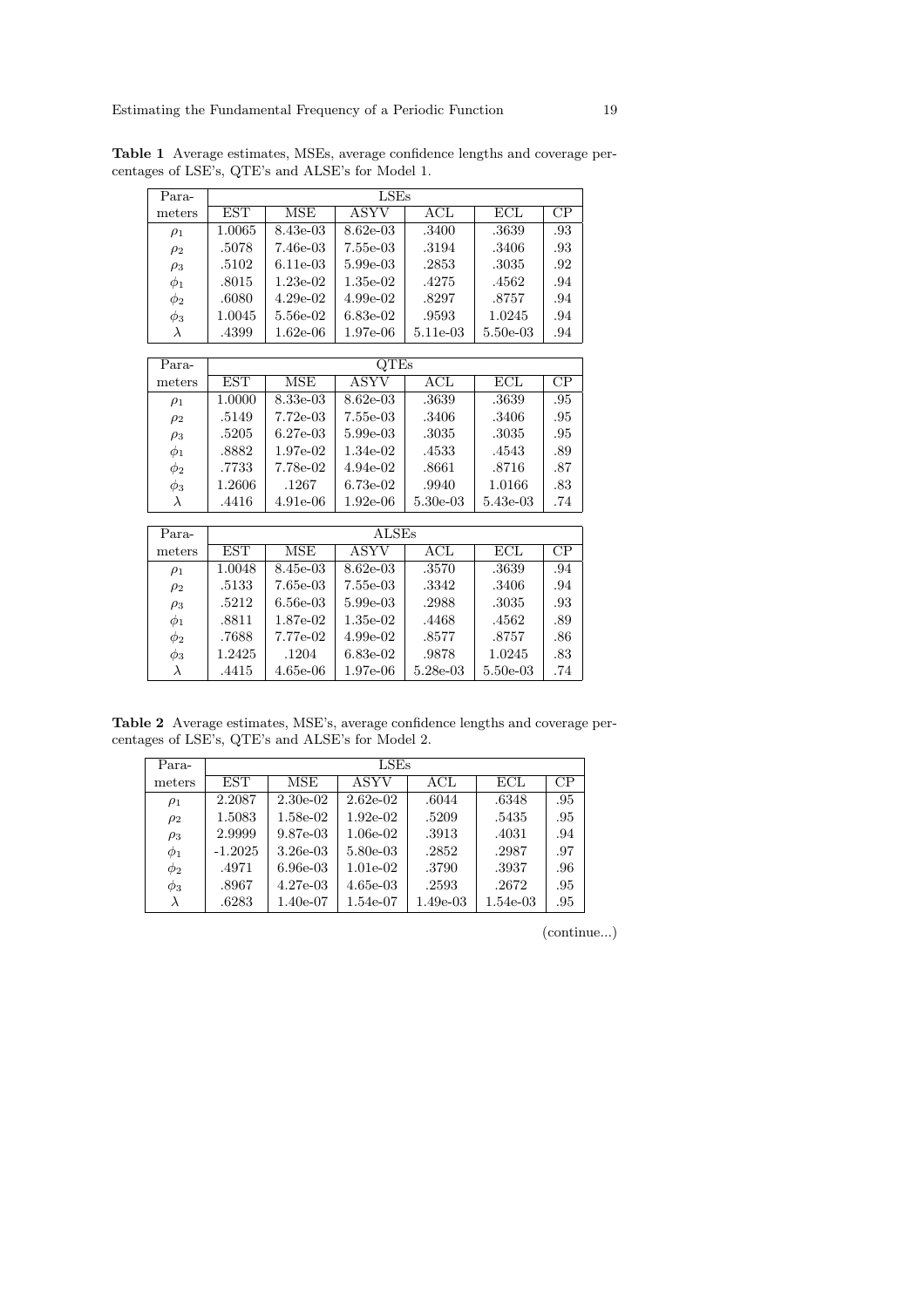**Table 1** Average estimates, MSEs, average confidence lengths and coverage percentages of LSE's, QTE's and ALSE's for Model 1.

| Parameters | LSEs | | | | | |
|---|---|---|---|---|---|---|
| | EST | MSE | ASYV | ACL | ECL | CP |
| $\rho_1$ | 1.0065 | 8.43e-03 | 8.62e-03 | .3400 | .3639 | .93 |
| $\rho_2$ | .5078 | 7.46e-03 | 7.55e-03 | .3194 | .3406 | .93 |
| $\rho_3$ | .5102 | 6.11e-03 | 5.99e-03 | .2853 | .3035 | .92 |
| $\phi_1$ | .8015 | 1.23e-02 | 1.35e-02 | .4275 | .4562 | .94 |
| $\phi_2$ | .6080 | 4.29e-02 | 4.99e-02 | .8297 | .8757 | .94 |
| $\phi_3$ | 1.0045 | 5.56e-02 | 6.83e-02 | .9593 | 1.0245 | .94 |
| $\lambda$ | .4399 | 1.62e-06 | 1.97e-06 | 5.11e-03 | 5.50e-03 | .94 |

| Parameters | QTEs | | | | | |
|---|---|---|---|---|---|---|
| | EST | MSE | ASYV | ACL | ECL | CP |
| $\rho_1$ | 1.0000 | 8.33e-03 | 8.62e-03 | .3639 | .3639 | .95 |
| $\rho_2$ | .5149 | 7.72e-03 | 7.55e-03 | .3406 | .3406 | .95 |
| $\rho_3$ | .5205 | 6.27e-03 | 5.99e-03 | .3035 | .3035 | .95 |
| $\phi_1$ | .8882 | 1.97e-02 | 1.34e-02 | .4533 | .4543 | .89 |
| $\phi_2$ | .7733 | 7.78e-02 | 4.94e-02 | .8661 | .8716 | .87 |
| $\phi_3$ | 1.2606 | .1267 | 6.73e-02 | .9940 | 1.0166 | .83 |
| $\lambda$ | .4416 | 4.91e-06 | 1.92e-06 | 5.30e-03 | 5.43e-03 | .74 |

| Parameters | ALSEs | | | | | |
|---|---|---|---|---|---|---|
| | EST | MSE | ASYV | ACL | ECL | CP |
| $\rho_1$ | 1.0048 | 8.45e-03 | 8.62e-03 | .3570 | .3639 | .94 |
| $\rho_2$ | .5133 | 7.65e-03 | 7.55e-03 | .3342 | .3406 | .94 |
| $\rho_3$ | .5212 | 6.56e-03 | 5.99e-03 | .2988 | .3035 | .93 |
| $\phi_1$ | .8811 | 1.87e-02 | 1.35e-02 | .4468 | .4562 | .89 |
| $\phi_2$ | .7688 | 7.77e-02 | 4.99e-02 | .8577 | .8757 | .86 |
| $\phi_3$ | 1.2425 | .1204 | 6.83e-02 | .9878 | 1.0245 | .83 |
| $\lambda$ | .4415 | 4.65e-06 | 1.97e-06 | 5.28e-03 | 5.50e-03 | .74 |

**Table 2** Average estimates, MSE's, average confidence lengths and coverage percentages of LSE's, QTE's and ALSE's for Model 2.

| Parameters | LSEs | | | | | |
|---|---|---|---|---|---|---|
| | EST | MSE | ASYV | ACL | ECL | CP |
| $\rho_1$ | 2.2087 | 2.30e-02 | 2.62e-02 | .6044 | .6348 | .95 |
| $\rho_2$ | 1.5083 | 1.58e-02 | 1.92e-02 | .5209 | .5435 | .95 |
| $\rho_3$ | 2.9999 | 9.87e-03 | 1.06e-02 | .3913 | .4031 | .94 |
| $\phi_1$ | -1.2025 | 3.26e-03 | 5.80e-03 | .2852 | .2987 | .97 |
| $\phi_2$ | .4971 | 6.96e-03 | 1.01e-02 | .3790 | .3937 | .96 |
| $\phi_3$ | .8967 | 4.27e-03 | 4.65e-03 | .2593 | .2672 | .95 |
| $\lambda$ | .6283 | 1.40e-07 | 1.54e-07 | 1.49e-03 | 1.54e-03 | .95 |

(continue...)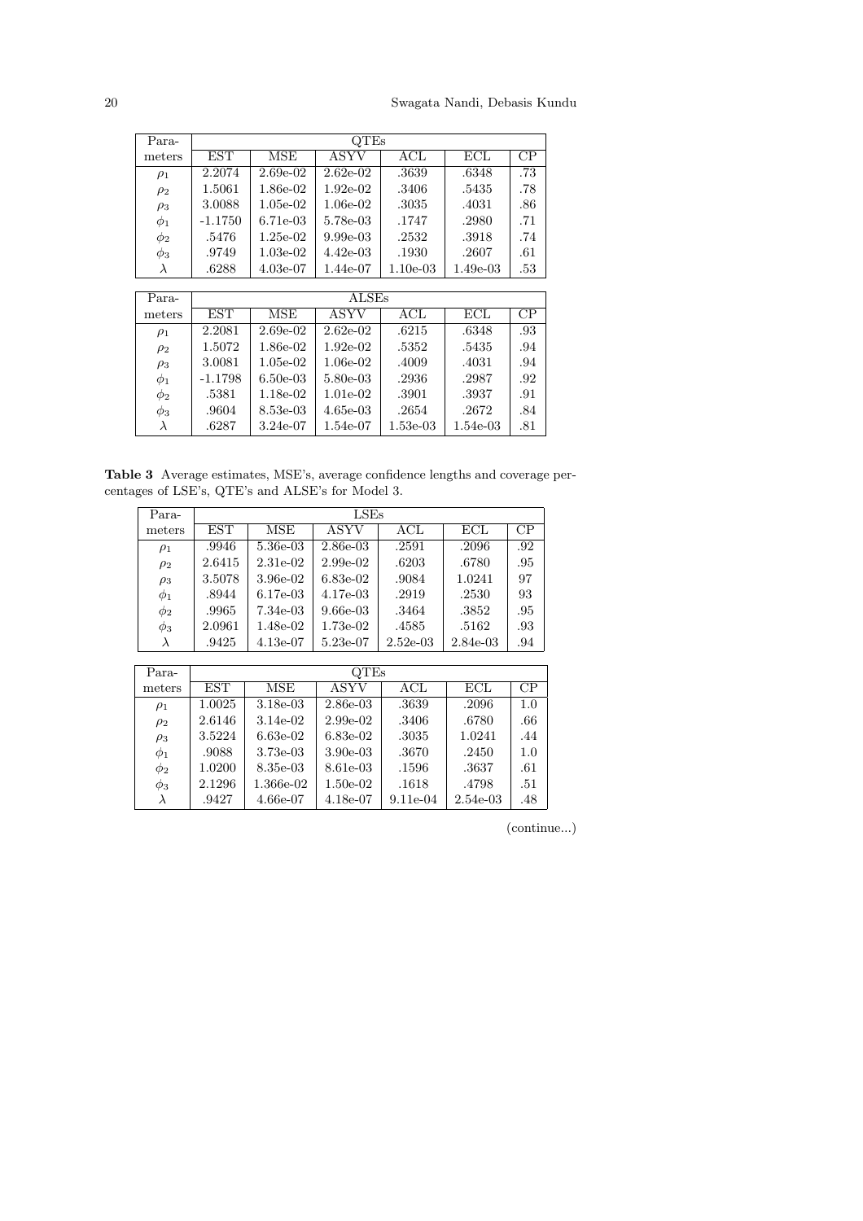| Para- | QTEs | | | | | |
|---|---|---|---|---|---|---|
| meters | EST | MSE | ASYV | ACL | ECL | CP |
| $\rho_1$ | 2.2074 | 2.69e-02 | 2.62e-02 | .3639 | .6348 | .73 |
| $\rho_2$ | 1.5061 | 1.86e-02 | 1.92e-02 | .3406 | .5435 | .78 |
| $\rho_3$ | 3.0088 | 1.05e-02 | 1.06e-02 | .3035 | .4031 | .86 |
| $\phi_1$ | -1.1750 | 6.71e-03 | 5.78e-03 | .1747 | .2980 | .71 |
| $\phi_2$ | .5476 | 1.25e-02 | 9.99e-03 | .2532 | .3918 | .74 |
| $\phi_3$ | .9749 | 1.03e-02 | 4.42e-03 | .1930 | .2607 | .61 |
| $\lambda$ | .6288 | 4.03e-07 | 1.44e-07 | 1.10e-03 | 1.49e-03 | .53 |

| Para- | ALSEs | | | | | |
|---|---|---|---|---|---|---|
| meters | EST | MSE | ASYV | ACL | ECL | CP |
| $\rho_1$ | 2.2081 | 2.69e-02 | 2.62e-02 | .6215 | .6348 | .93 |
| $\rho_2$ | 1.5072 | 1.86e-02 | 1.92e-02 | .5352 | .5435 | .94 |
| $\rho_3$ | 3.0081 | 1.05e-02 | 1.06e-02 | .4009 | .4031 | .94 |
| $\phi_1$ | -1.1798 | 6.50e-03 | 5.80e-03 | .2936 | .2987 | .92 |
| $\phi_2$ | .5381 | 1.18e-02 | 1.01e-02 | .3901 | .3937 | .91 |
| $\phi_3$ | .9604 | 8.53e-03 | 4.65e-03 | .2654 | .2672 | .84 |
| $\lambda$ | .6287 | 3.24e-07 | 1.54e-07 | 1.53e-03 | 1.54e-03 | .81 |

**Table 3** Average estimates, MSE's, average confidence lengths and coverage percentages of LSE's, QTE's and ALSE's for Model 3.

| Para- | LSEs | | | | | |
|---|---|---|---|---|---|---|
| meters | EST | MSE | ASYV | ACL | ECL | CP |
| $\rho_1$ | .9946 | 5.36e-03 | 2.86e-03 | .2591 | .2096 | .92 |
| $\rho_2$ | 2.6415 | 2.31e-02 | 2.99e-02 | .6203 | .6780 | .95 |
| $\rho_3$ | 3.5078 | 3.96e-02 | 6.83e-02 | .9084 | 1.0241 | 97 |
| $\phi_1$ | .8944 | 6.17e-03 | 4.17e-03 | .2919 | .2530 | 93 |
| $\phi_2$ | .9965 | 7.34e-03 | 9.66e-03 | .3464 | .3852 | .95 |
| $\phi_3$ | 2.0961 | 1.48e-02 | 1.73e-02 | .4585 | .5162 | .93 |
| $\lambda$ | .9425 | 4.13e-07 | 5.23e-07 | 2.52e-03 | 2.84e-03 | .94 |

| Para- | QTEs | | | | | |
|---|---|---|---|---|---|---|
| meters | EST | MSE | ASYV | ACL | ECL | CP |
| $\rho_1$ | 1.0025 | 3.18e-03 | 2.86e-03 | .3639 | .2096 | 1.0 |
| $\rho_2$ | 2.6146 | 3.14e-02 | 2.99e-02 | .3406 | .6780 | .66 |
| $\rho_3$ | 3.5224 | 6.63e-02 | 6.83e-02 | .3035 | 1.0241 | .44 |
| $\phi_1$ | .9088 | 3.73e-03 | 3.90e-03 | .3670 | .2450 | 1.0 |
| $\phi_2$ | 1.0200 | 8.35e-03 | 8.61e-03 | .1596 | .3637 | .61 |
| $\phi_3$ | 2.1296 | 1.366e-02 | 1.50e-02 | .1618 | .4798 | .51 |
| $\lambda$ | .9427 | 4.66e-07 | 4.18e-07 | 9.11e-04 | 2.54e-03 | .48 |

(continue...)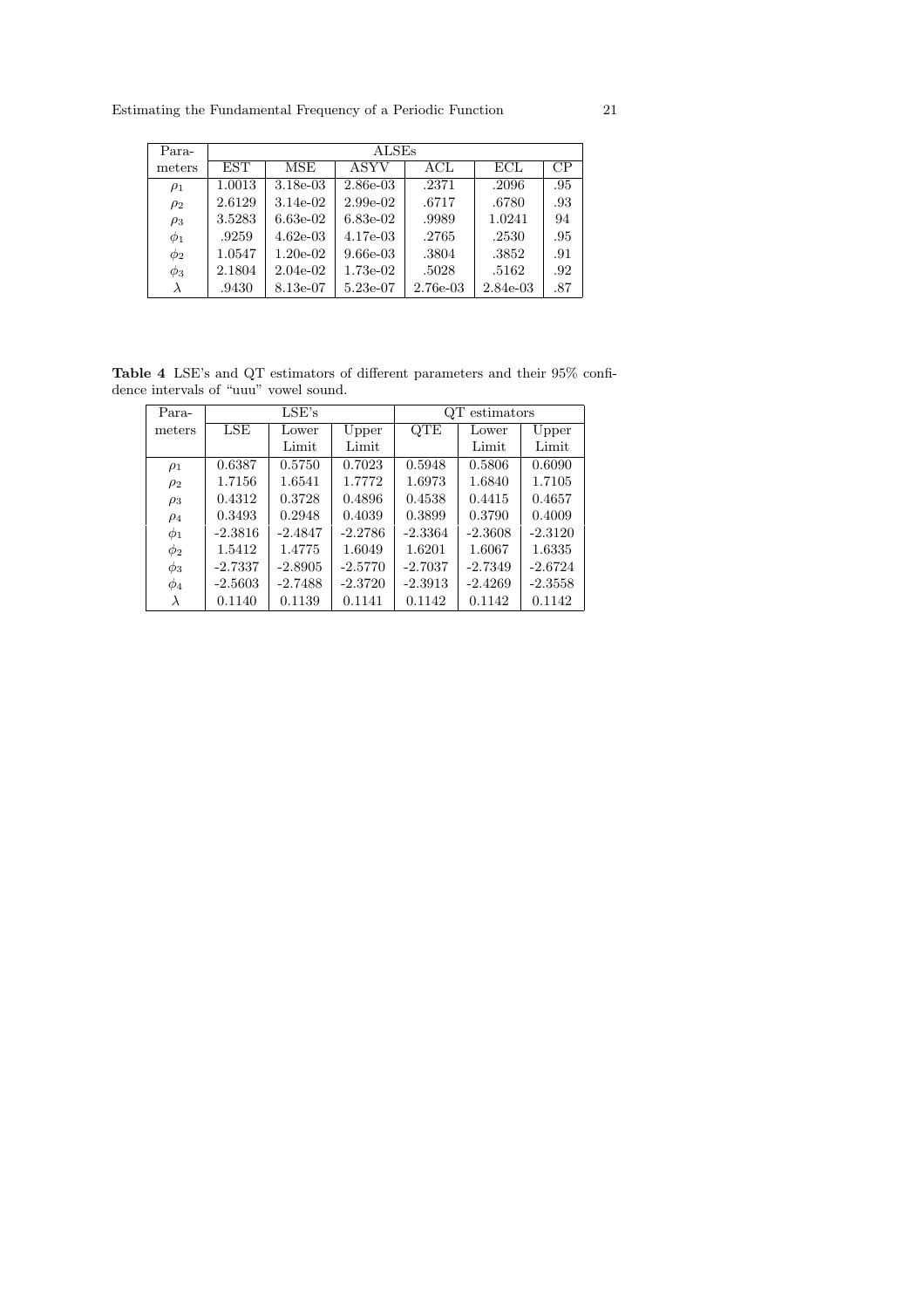| Para- | ALSEs | | | | | |
|---|---|---|---|---|---|---|
| meters | EST | MSE | ASYV | ACL | ECL | CP |
| $\rho_1$ | 1.0013 | 3.18e-03 | 2.86e-03 | .2371 | .2096 | .95 |
| $\rho_2$ | 2.6129 | 3.14e-02 | 2.99e-02 | .6717 | .6780 | .93 |
| $\rho_3$ | 3.5283 | 6.63e-02 | 6.83e-02 | .9989 | 1.0241 | 94 |
| $\phi_1$ | .9259 | 4.62e-03 | 4.17e-03 | .2765 | .2530 | .95 |
| $\phi_2$ | 1.0547 | 1.20e-02 | 9.66e-03 | .3804 | .3852 | .91 |
| $\phi_3$ | 2.1804 | 2.04e-02 | 1.73e-02 | .5028 | .5162 | .92 |
| $\lambda$ | .9430 | 8.13e-07 | 5.23e-07 | 2.76e-03 | 2.84e-03 | .87 |

**Table 4** LSE's and QT estimators of different parameters and their 95% confidence intervals of "uuu" vowel sound.

| Para- | LSE's | | | QT estimators | | |
|---|---|---|---|---|---|---|
| meters | LSE | Lower Limit | Upper Limit | QTE | Lower Limit | Upper Limit |
| $\rho_1$ | 0.6387 | 0.5750 | 0.7023 | 0.5948 | 0.5806 | 0.6090 |
| $\rho_2$ | 1.7156 | 1.6541 | 1.7772 | 1.6973 | 1.6840 | 1.7105 |
| $\rho_3$ | 0.4312 | 0.3728 | 0.4896 | 0.4538 | 0.4415 | 0.4657 |
| $\rho_4$ | 0.3493 | 0.2948 | 0.4039 | 0.3899 | 0.3790 | 0.4009 |
| $\phi_1$ | -2.3816 | -2.4847 | -2.2786 | -2.3364 | -2.3608 | -2.3120 |
| $\phi_2$ | 1.5412 | 1.4775 | 1.6049 | 1.6201 | 1.6067 | 1.6335 |
| $\phi_3$ | -2.7337 | -2.8905 | -2.5770 | -2.7037 | -2.7349 | -2.6724 |
| $\phi_4$ | -2.5603 | -2.7488 | -2.3720 | -2.3913 | -2.4269 | -2.3558 |
| $\lambda$ | 0.1140 | 0.1139 | 0.1141 | 0.1142 | 0.1142 | 0.1142 |